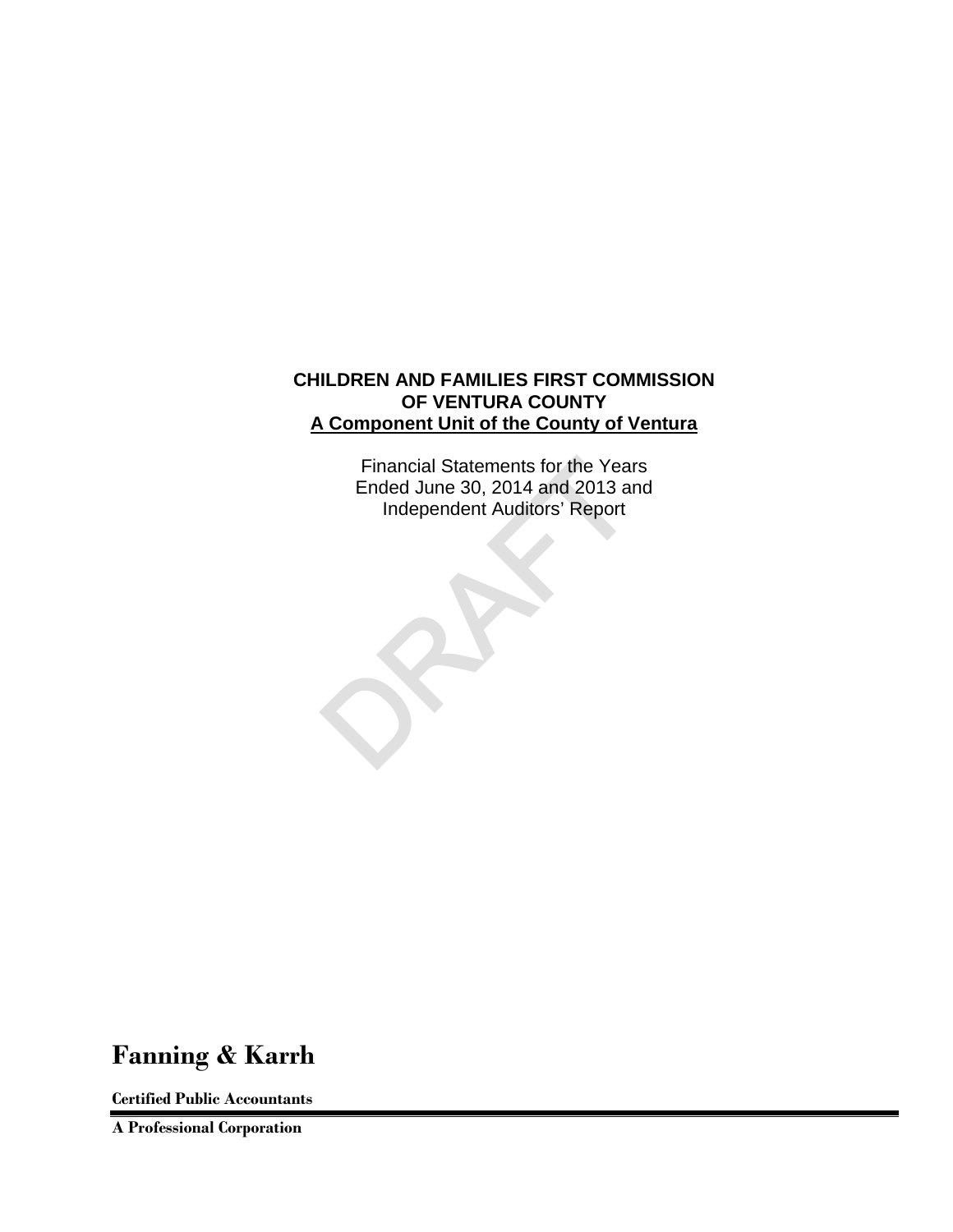# CHILDREN AND FAMILIES FIRST COMMISSION OF VENTURA COUNTY

**A Component Unit of the County of Ventura**

Financial Statements for the Years Ended June 30, 2014 and 2013 and Independent Auditors' Report

DRAFT

**Fanning & Karrh**

**Certified Public Accountants**

**A Professional Corporation**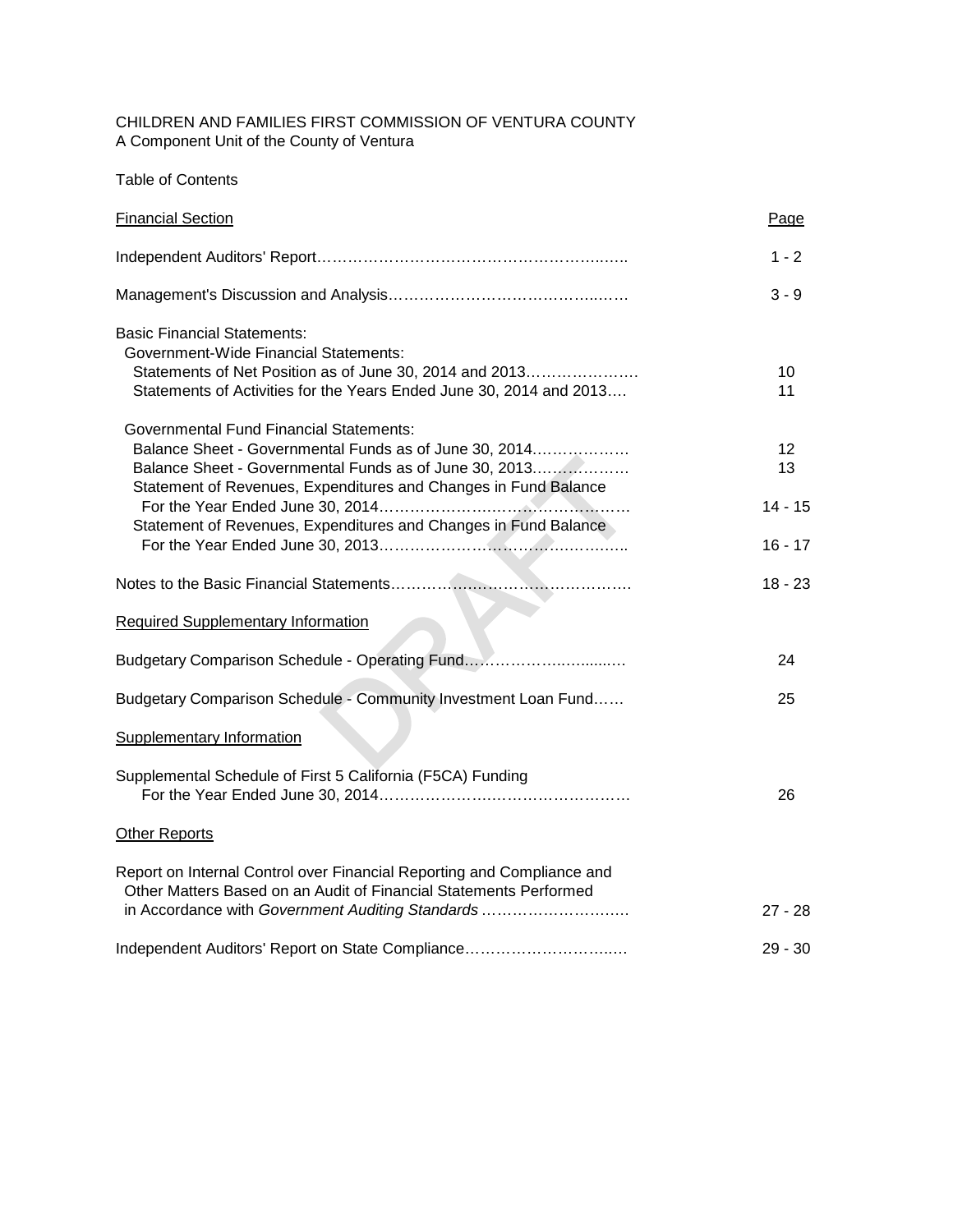CHILDREN AND FAMILIES FIRST COMMISSION OF VENTURA COUNTY
A Component Unit of the County of Ventura

Table of Contents

| Financial Section | Page |
|---|---|
| Independent Auditors' Report | 1 - 2 |
| Management's Discussion and Analysis | 3 - 9 |
| **Basic Financial Statements:** | |
| Government-Wide Financial Statements: | |
| Statements of Net Position as of June 30, 2014 and 2013 | 10 |
| Statements of Activities for the Years Ended June 30, 2014 and 2013 | 11 |
| Governmental Fund Financial Statements: | |
| Balance Sheet - Governmental Funds as of June 30, 2014 | 12 |
| Balance Sheet - Governmental Funds as of June 30, 2013 | 13 |
| Statement of Revenues, Expenditures and Changes in Fund Balance For the Year Ended June 30, 2014 | 14 - 15 |
| Statement of Revenues, Expenditures and Changes in Fund Balance For the Year Ended June 30, 2013 | 16 - 17 |
| Notes to the Basic Financial Statements | 18 - 23 |
| **Required Supplementary Information** | |
| Budgetary Comparison Schedule - Operating Fund | 24 |
| Budgetary Comparison Schedule - Community Investment Loan Fund | 25 |
| **Supplementary Information** | |
| Supplemental Schedule of First 5 California (F5CA) Funding For the Year Ended June 30, 2014 | 26 |
| **Other Reports** | |
| Report on Internal Control over Financial Reporting and Compliance and Other Matters Based on an Audit of Financial Statements Performed in Accordance with *Government Auditing Standards* | 27 - 28 |
| Independent Auditors' Report on State Compliance | 29 - 30 |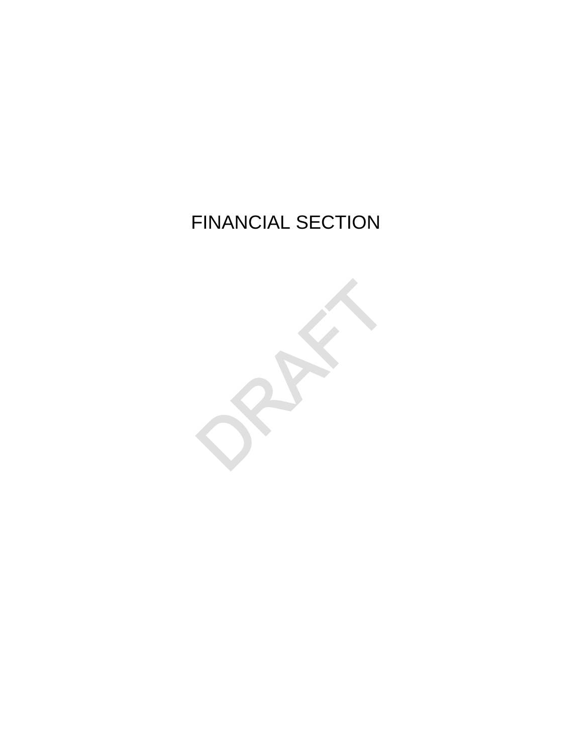# FINANCIAL SECTION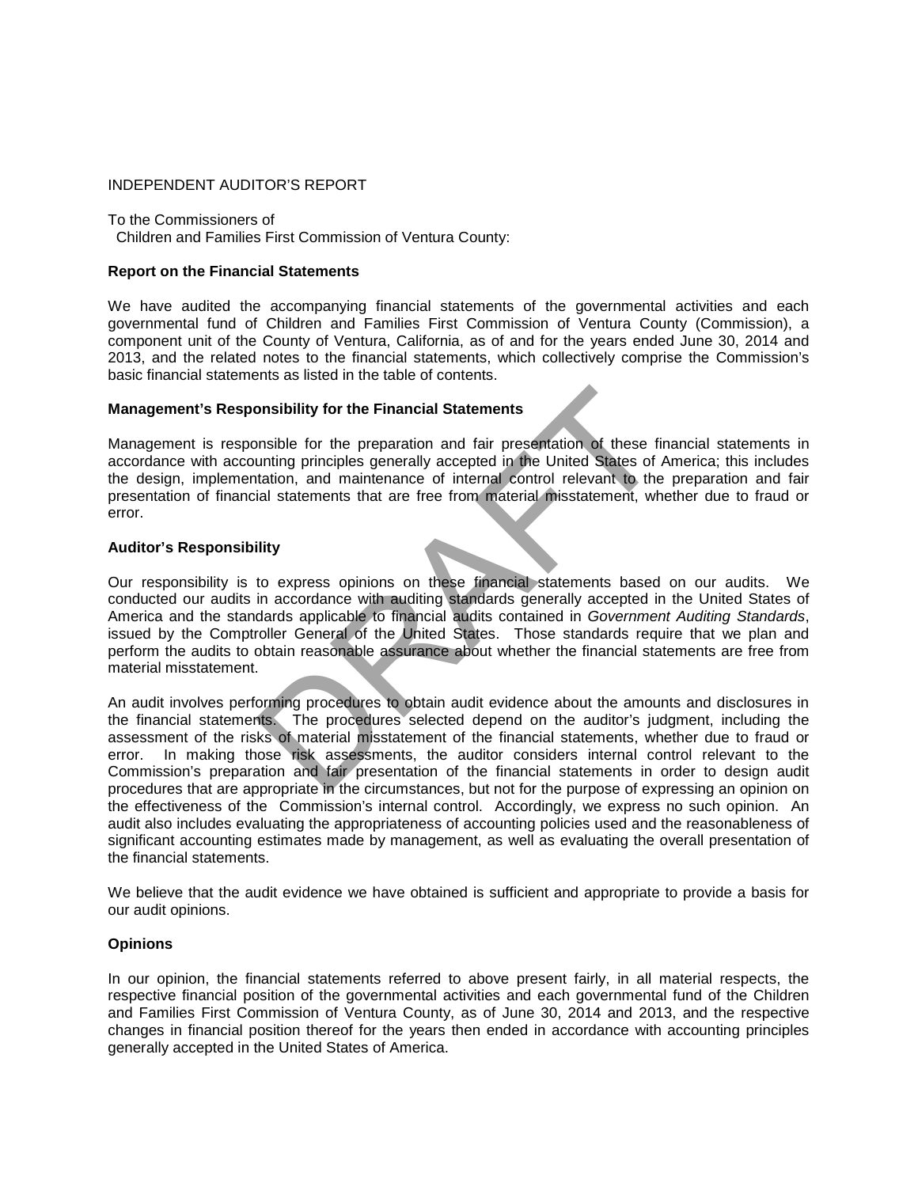INDEPENDENT AUDITOR'S REPORT

To the Commissioners of
Children and Families First Commission of Ventura County:

**Report on the Financial Statements**

We have audited the accompanying financial statements of the governmental activities and each governmental fund of Children and Families First Commission of Ventura County (Commission), a component unit of the County of Ventura, California, as of and for the years ended June 30, 2014 and 2013, and the related notes to the financial statements, which collectively comprise the Commission's basic financial statements as listed in the table of contents.

**Management's Responsibility for the Financial Statements**

Management is responsible for the preparation and fair presentation of these financial statements in accordance with accounting principles generally accepted in the United States of America; this includes the design, implementation, and maintenance of internal control relevant to the preparation and fair presentation of financial statements that are free from material misstatement, whether due to fraud or error.

**Auditor's Responsibility**

Our responsibility is to express opinions on these financial statements based on our audits. We conducted our audits in accordance with auditing standards generally accepted in the United States of America and the standards applicable to financial audits contained in *Government Auditing Standards*, issued by the Comptroller General of the United States. Those standards require that we plan and perform the audits to obtain reasonable assurance about whether the financial statements are free from material misstatement.

An audit involves performing procedures to obtain audit evidence about the amounts and disclosures in the financial statements. The procedures selected depend on the auditor's judgment, including the assessment of the risks of material misstatement of the financial statements, whether due to fraud or error. In making those risk assessments, the auditor considers internal control relevant to the Commission's preparation and fair presentation of the financial statements in order to design audit procedures that are appropriate in the circumstances, but not for the purpose of expressing an opinion on the effectiveness of the Commission's internal control. Accordingly, we express no such opinion. An audit also includes evaluating the appropriateness of accounting policies used and the reasonableness of significant accounting estimates made by management, as well as evaluating the overall presentation of the financial statements.

We believe that the audit evidence we have obtained is sufficient and appropriate to provide a basis for our audit opinions.

**Opinions**

In our opinion, the financial statements referred to above present fairly, in all material respects, the respective financial position of the governmental activities and each governmental fund of the Children and Families First Commission of Ventura County, as of June 30, 2014 and 2013, and the respective changes in financial position thereof for the years then ended in accordance with accounting principles generally accepted in the United States of America.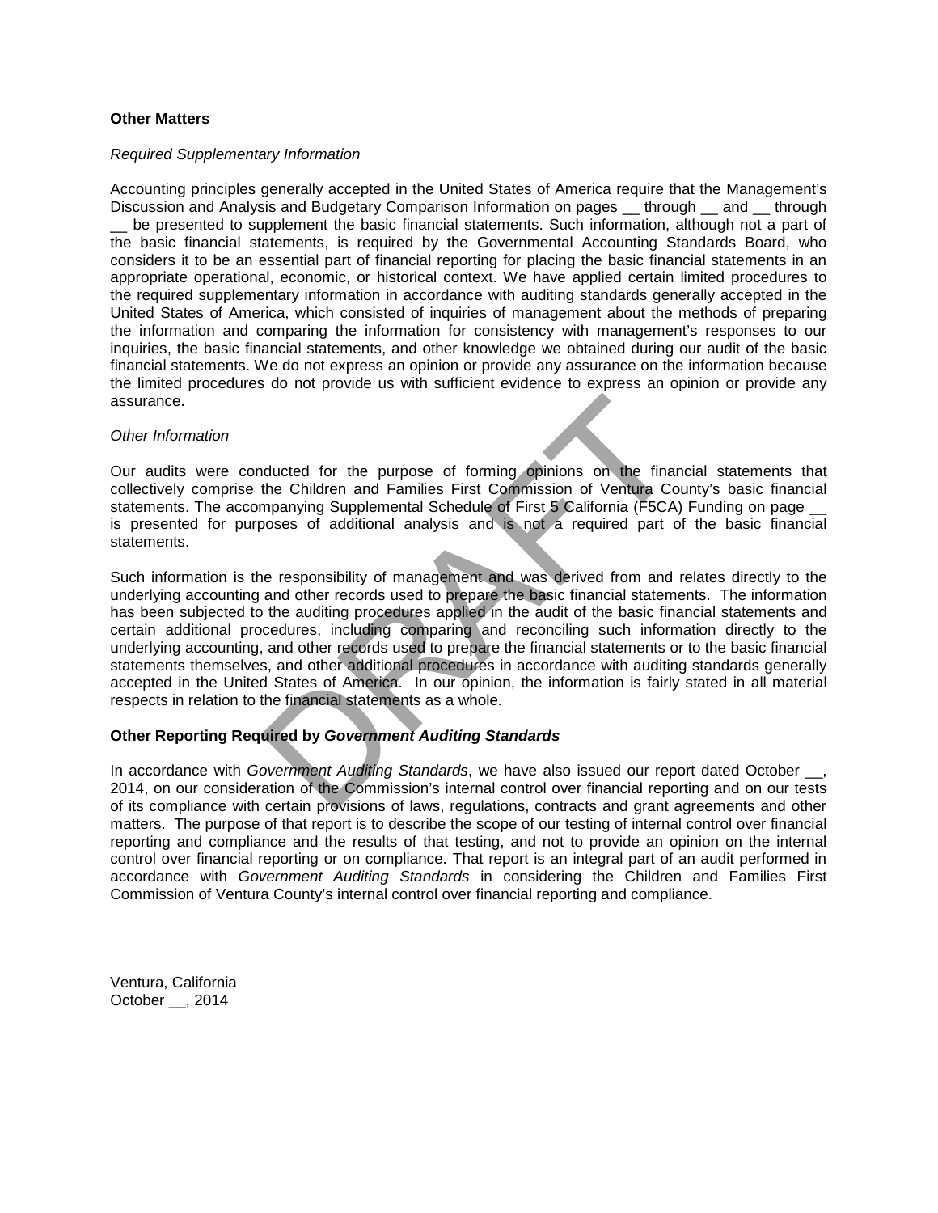**Other Matters**

*Required Supplementary Information*

Accounting principles generally accepted in the United States of America require that the Management's Discussion and Analysis and Budgetary Comparison Information on pages __ through __ and __ through __ be presented to supplement the basic financial statements. Such information, although not a part of the basic financial statements, is required by the Governmental Accounting Standards Board, who considers it to be an essential part of financial reporting for placing the basic financial statements in an appropriate operational, economic, or historical context. We have applied certain limited procedures to the required supplementary information in accordance with auditing standards generally accepted in the United States of America, which consisted of inquiries of management about the methods of preparing the information and comparing the information for consistency with management's responses to our inquiries, the basic financial statements, and other knowledge we obtained during our audit of the basic financial statements. We do not express an opinion or provide any assurance on the information because the limited procedures do not provide us with sufficient evidence to express an opinion or provide any assurance.

*Other Information*

Our audits were conducted for the purpose of forming opinions on the financial statements that collectively comprise the Children and Families First Commission of Ventura County's basic financial statements. The accompanying Supplemental Schedule of First 5 California (F5CA) Funding on page __ is presented for purposes of additional analysis and is not a required part of the basic financial statements.

Such information is the responsibility of management and was derived from and relates directly to the underlying accounting and other records used to prepare the basic financial statements. The information has been subjected to the auditing procedures applied in the audit of the basic financial statements and certain additional procedures, including comparing and reconciling such information directly to the underlying accounting, and other records used to prepare the financial statements or to the basic financial statements themselves, and other additional procedures in accordance with auditing standards generally accepted in the United States of America. In our opinion, the information is fairly stated in all material respects in relation to the financial statements as a whole.

**Other Reporting Required by *Government Auditing Standards***

In accordance with *Government Auditing Standards*, we have also issued our report dated October __, 2014, on our consideration of the Commission's internal control over financial reporting and on our tests of its compliance with certain provisions of laws, regulations, contracts and grant agreements and other matters. The purpose of that report is to describe the scope of our testing of internal control over financial reporting and compliance and the results of that testing, and not to provide an opinion on the internal control over financial reporting or on compliance. That report is an integral part of an audit performed in accordance with *Government Auditing Standards* in considering the Children and Families First Commission of Ventura County's internal control over financial reporting and compliance.

Ventura, California
October __, 2014

DRAFT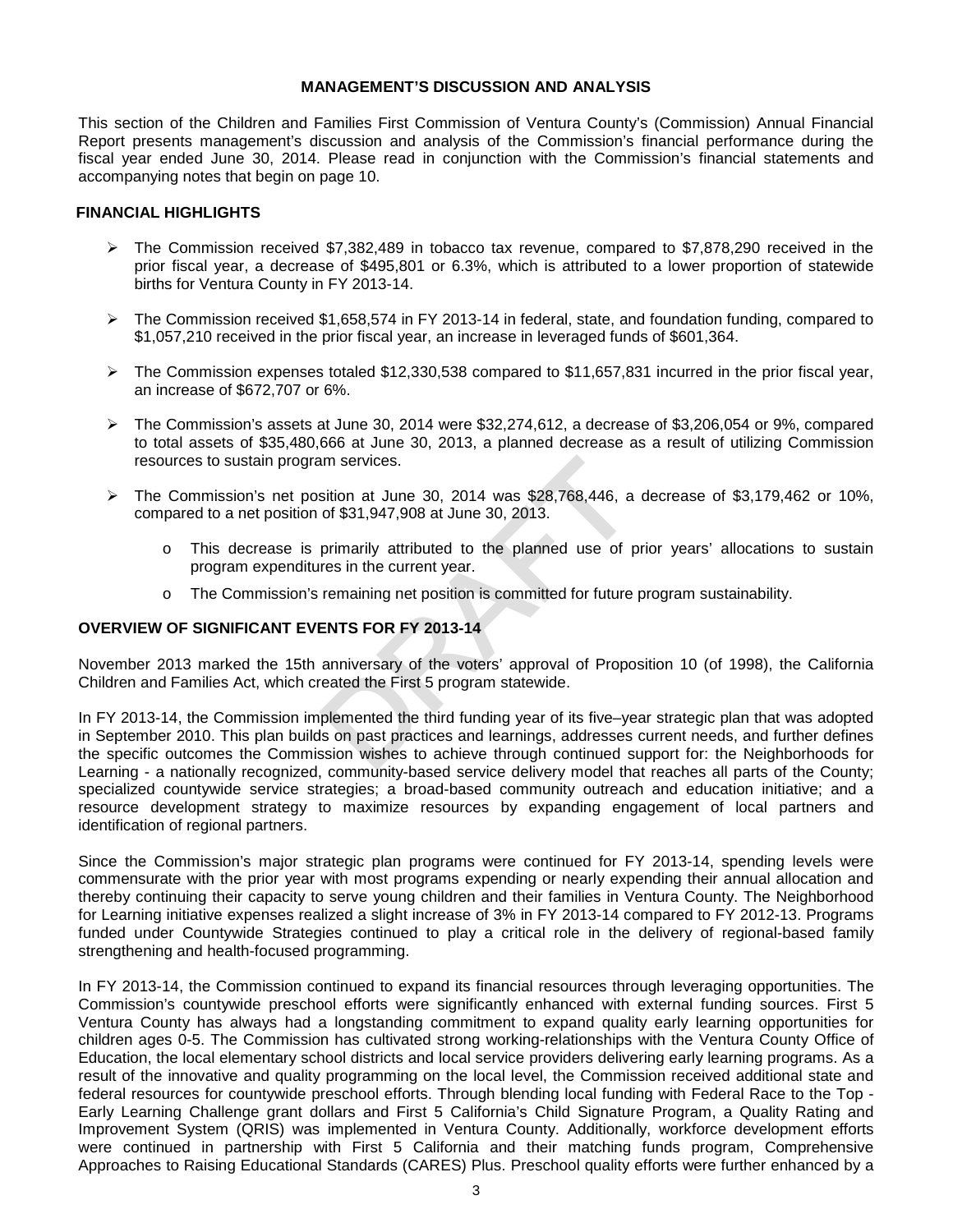## MANAGEMENT'S DISCUSSION AND ANALYSIS

This section of the Children and Families First Commission of Ventura County's (Commission) Annual Financial Report presents management's discussion and analysis of the Commission's financial performance during the fiscal year ended June 30, 2014. Please read in conjunction with the Commission's financial statements and accompanying notes that begin on page 10.

### FINANCIAL HIGHLIGHTS

- The Commission received $7,382,489 in tobacco tax revenue, compared to $7,878,290 received in the prior fiscal year, a decrease of $495,801 or 6.3%, which is attributed to a lower proportion of statewide births for Ventura County in FY 2013-14.
- The Commission received $1,658,574 in FY 2013-14 in federal, state, and foundation funding, compared to $1,057,210 received in the prior fiscal year, an increase in leveraged funds of $601,364.
- The Commission expenses totaled $12,330,538 compared to $11,657,831 incurred in the prior fiscal year, an increase of $672,707 or 6%.
- The Commission's assets at June 30, 2014 were $32,274,612, a decrease of $3,206,054 or 9%, compared to total assets of $35,480,666 at June 30, 2013, a planned decrease as a result of utilizing Commission resources to sustain program services.
- The Commission's net position at June 30, 2014 was $28,768,446, a decrease of $3,179,462 or 10%, compared to a net position of $31,947,908 at June 30, 2013.
  - This decrease is primarily attributed to the planned use of prior years' allocations to sustain program expenditures in the current year.
  - The Commission's remaining net position is committed for future program sustainability.

### OVERVIEW OF SIGNIFICANT EVENTS FOR FY 2013-14

November 2013 marked the 15th anniversary of the voters' approval of Proposition 10 (of 1998), the California Children and Families Act, which created the First 5 program statewide.

In FY 2013-14, the Commission implemented the third funding year of its five–year strategic plan that was adopted in September 2010. This plan builds on past practices and learnings, addresses current needs, and further defines the specific outcomes the Commission wishes to achieve through continued support for: the Neighborhoods for Learning - a nationally recognized, community-based service delivery model that reaches all parts of the County; specialized countywide service strategies; a broad-based community outreach and education initiative; and a resource development strategy to maximize resources by expanding engagement of local partners and identification of regional partners.

Since the Commission's major strategic plan programs were continued for FY 2013-14, spending levels were commensurate with the prior year with most programs expending or nearly expending their annual allocation and thereby continuing their capacity to serve young children and their families in Ventura County. The Neighborhood for Learning initiative expenses realized a slight increase of 3% in FY 2013-14 compared to FY 2012-13. Programs funded under Countywide Strategies continued to play a critical role in the delivery of regional-based family strengthening and health-focused programming.

In FY 2013-14, the Commission continued to expand its financial resources through leveraging opportunities. The Commission's countywide preschool efforts were significantly enhanced with external funding sources. First 5 Ventura County has always had a longstanding commitment to expand quality early learning opportunities for children ages 0-5. The Commission has cultivated strong working-relationships with the Ventura County Office of Education, the local elementary school districts and local service providers delivering early learning programs. As a result of the innovative and quality programming on the local level, the Commission received additional state and federal resources for countywide preschool efforts. Through blending local funding with Federal Race to the Top - Early Learning Challenge grant dollars and First 5 California's Child Signature Program, a Quality Rating and Improvement System (QRIS) was implemented in Ventura County. Additionally, workforce development efforts were continued in partnership with First 5 California and their matching funds program, Comprehensive Approaches to Raising Educational Standards (CARES) Plus. Preschool quality efforts were further enhanced by a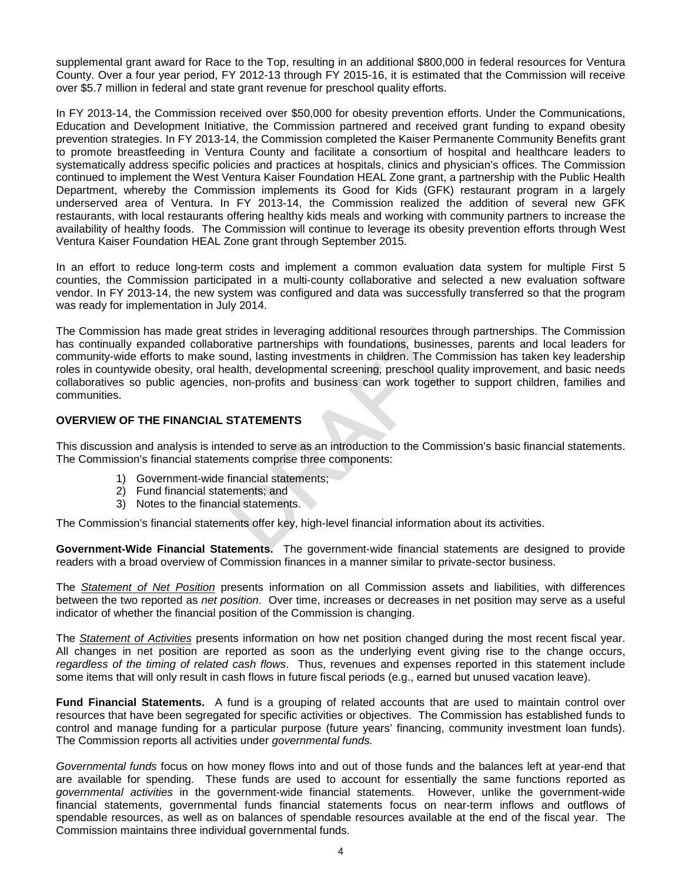supplemental grant award for Race to the Top, resulting in an additional $800,000 in federal resources for Ventura County. Over a four year period, FY 2012-13 through FY 2015-16, it is estimated that the Commission will receive over $5.7 million in federal and state grant revenue for preschool quality efforts.

In FY 2013-14, the Commission received over $50,000 for obesity prevention efforts. Under the Communications, Education and Development Initiative, the Commission partnered and received grant funding to expand obesity prevention strategies. In FY 2013-14, the Commission completed the Kaiser Permanente Community Benefits grant to promote breastfeeding in Ventura County and facilitate a consortium of hospital and healthcare leaders to systematically address specific policies and practices at hospitals, clinics and physician's offices. The Commission continued to implement the West Ventura Kaiser Foundation HEAL Zone grant, a partnership with the Public Health Department, whereby the Commission implements its Good for Kids (GFK) restaurant program in a largely underserved area of Ventura. In FY 2013-14, the Commission realized the addition of several new GFK restaurants, with local restaurants offering healthy kids meals and working with community partners to increase the availability of healthy foods. The Commission will continue to leverage its obesity prevention efforts through West Ventura Kaiser Foundation HEAL Zone grant through September 2015.

In an effort to reduce long-term costs and implement a common evaluation data system for multiple First 5 counties, the Commission participated in a multi-county collaborative and selected a new evaluation software vendor. In FY 2013-14, the new system was configured and data was successfully transferred so that the program was ready for implementation in July 2014.

The Commission has made great strides in leveraging additional resources through partnerships. The Commission has continually expanded collaborative partnerships with foundations, businesses, parents and local leaders for community-wide efforts to make sound, lasting investments in children. The Commission has taken key leadership roles in countywide obesity, oral health, developmental screening, preschool quality improvement, and basic needs collaboratives so public agencies, non-profits and business can work together to support children, families and communities.

**OVERVIEW OF THE FINANCIAL STATEMENTS**

This discussion and analysis is intended to serve as an introduction to the Commission's basic financial statements. The Commission's financial statements comprise three components:

1) Government-wide financial statements;
2) Fund financial statements; and
3) Notes to the financial statements.

The Commission's financial statements offer key, high-level financial information about its activities.

**Government-Wide Financial Statements.** The government-wide financial statements are designed to provide readers with a broad overview of Commission finances in a manner similar to private-sector business.

The ***Statement of Net Position*** presents information on all Commission assets and liabilities, with differences between the two reported as *net position*. Over time, increases or decreases in net position may serve as a useful indicator of whether the financial position of the Commission is changing.

The ***Statement of Activities*** presents information on how net position changed during the most recent fiscal year. All changes in net position are reported as soon as the underlying event giving rise to the change occurs, *regardless of the timing of related cash flows*. Thus, revenues and expenses reported in this statement include some items that will only result in cash flows in future fiscal periods (e.g., earned but unused vacation leave).

**Fund Financial Statements.** A fund is a grouping of related accounts that are used to maintain control over resources that have been segregated for specific activities or objectives. The Commission has established funds to control and manage funding for a particular purpose (future years' financing, community investment loan funds). The Commission reports all activities under *governmental funds.*

*Governmental funds* focus on how money flows into and out of those funds and the balances left at year-end that are available for spending. These funds are used to account for essentially the same functions reported as *governmental activities* in the government-wide financial statements. However, unlike the government-wide financial statements, governmental funds financial statements focus on near-term inflows and outflows of spendable resources, as well as on balances of spendable resources available at the end of the fiscal year. The Commission maintains three individual governmental funds.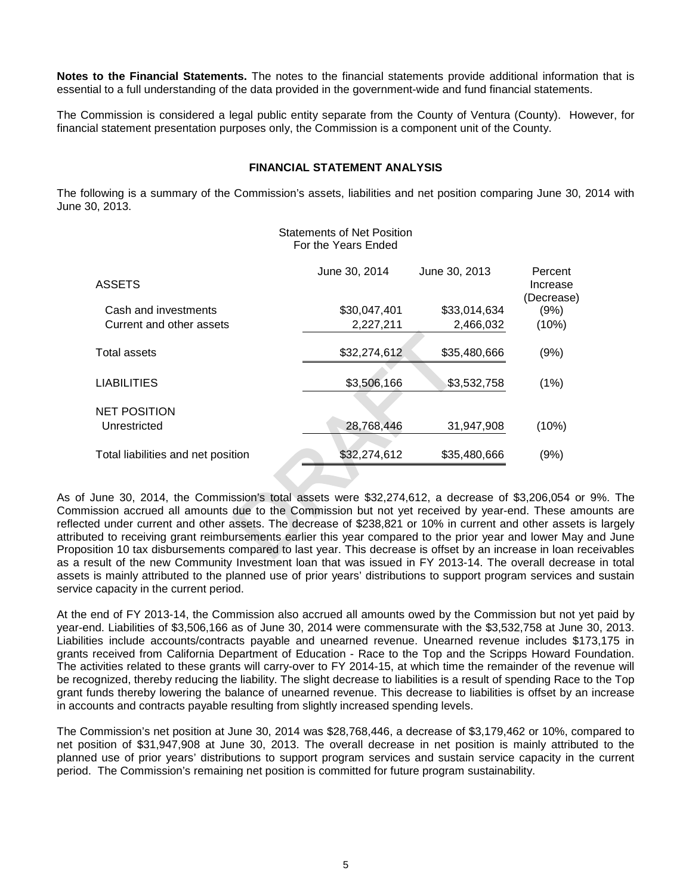**Notes to the Financial Statements.** The notes to the financial statements provide additional information that is essential to a full understanding of the data provided in the government-wide and fund financial statements.

The Commission is considered a legal public entity separate from the County of Ventura (County). However, for financial statement presentation purposes only, the Commission is a component unit of the County.

## FINANCIAL STATEMENT ANALYSIS

The following is a summary of the Commission's assets, liabilities and net position comparing June 30, 2014 with June 30, 2013.

Statements of Net Position
For the Years Ended

| | June 30, 2014 | June 30, 2013 | Percent Increase (Decrease) |
|---|---|---|---|
| ASSETS | | | |
| Cash and investments | $30,047,401 | $33,014,634 | (9%) |
| Current and other assets | 2,227,211 | 2,466,032 | (10%) |
| Total assets | $32,274,612 | $35,480,666 | (9%) |
| LIABILITIES | $3,506,166 | $3,532,758 | (1%) |
| NET POSITION | | | |
| Unrestricted | 28,768,446 | 31,947,908 | (10%) |
| Total liabilities and net position | $32,274,612 | $35,480,666 | (9%) |

As of June 30, 2014, the Commission's total assets were $32,274,612, a decrease of $3,206,054 or 9%. The Commission accrued all amounts due to the Commission but not yet received by year-end. These amounts are reflected under current and other assets. The decrease of $238,821 or 10% in current and other assets is largely attributed to receiving grant reimbursements earlier this year compared to the prior year and lower May and June Proposition 10 tax disbursements compared to last year. This decrease is offset by an increase in loan receivables as a result of the new Community Investment loan that was issued in FY 2013-14. The overall decrease in total assets is mainly attributed to the planned use of prior years' distributions to support program services and sustain service capacity in the current period.

At the end of FY 2013-14, the Commission also accrued all amounts owed by the Commission but not yet paid by year-end. Liabilities of $3,506,166 as of June 30, 2014 were commensurate with the $3,532,758 at June 30, 2013. Liabilities include accounts/contracts payable and unearned revenue. Unearned revenue includes $173,175 in grants received from California Department of Education - Race to the Top and the Scripps Howard Foundation. The activities related to these grants will carry-over to FY 2014-15, at which time the remainder of the revenue will be recognized, thereby reducing the liability. The slight decrease to liabilities is a result of spending Race to the Top grant funds thereby lowering the balance of unearned revenue. This decrease to liabilities is offset by an increase in accounts and contracts payable resulting from slightly increased spending levels.

The Commission's net position at June 30, 2014 was $28,768,446, a decrease of $3,179,462 or 10%, compared to net position of $31,947,908 at June 30, 2013. The overall decrease in net position is mainly attributed to the planned use of prior years' distributions to support program services and sustain service capacity in the current period. The Commission's remaining net position is committed for future program sustainability.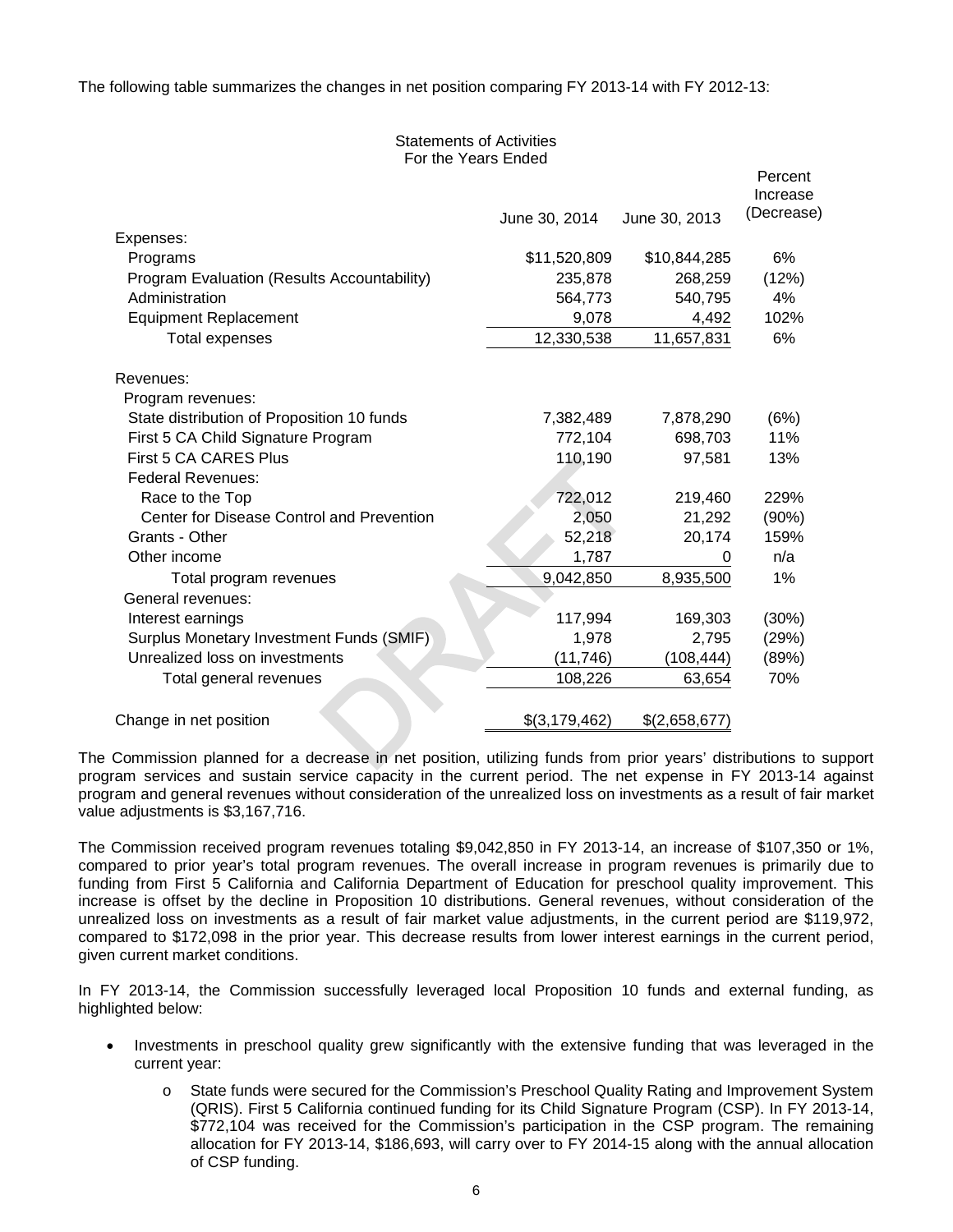The following table summarizes the changes in net position comparing FY 2013-14 with FY 2012-13:

Statements of Activities
For the Years Ended

| | June 30, 2014 | June 30, 2013 | Percent Increase (Decrease) |
|---|---|---|---|
| Expenses: | | | |
| Programs | $11,520,809 | $10,844,285 | 6% |
| Program Evaluation (Results Accountability) | 235,878 | 268,259 | (12%) |
| Administration | 564,773 | 540,795 | 4% |
| Equipment Replacement | 9,078 | 4,492 | 102% |
| Total expenses | 12,330,538 | 11,657,831 | 6% |
| Revenues: | | | |
| Program revenues: | | | |
| State distribution of Proposition 10 funds | 7,382,489 | 7,878,290 | (6%) |
| First 5 CA Child Signature Program | 772,104 | 698,703 | 11% |
| First 5 CA CARES Plus | 110,190 | 97,581 | 13% |
| Federal Revenues: | | | |
| Race to the Top | 722,012 | 219,460 | 229% |
| Center for Disease Control and Prevention | 2,050 | 21,292 | (90%) |
| Grants - Other | 52,218 | 20,174 | 159% |
| Other income | 1,787 | 0 | n/a |
| Total program revenues | 9,042,850 | 8,935,500 | 1% |
| General revenues: | | | |
| Interest earnings | 117,994 | 169,303 | (30%) |
| Surplus Monetary Investment Funds (SMIF) | 1,978 | 2,795 | (29%) |
| Unrealized loss on investments | (11,746) | (108,444) | (89%) |
| Total general revenues | 108,226 | 63,654 | 70% |
| Change in net position | $(3,179,462) | $(2,658,677) | |

The Commission planned for a decrease in net position, utilizing funds from prior years' distributions to support program services and sustain service capacity in the current period. The net expense in FY 2013-14 against program and general revenues without consideration of the unrealized loss on investments as a result of fair market value adjustments is $3,167,716.

The Commission received program revenues totaling $9,042,850 in FY 2013-14, an increase of $107,350 or 1%, compared to prior year's total program revenues. The overall increase in program revenues is primarily due to funding from First 5 California and California Department of Education for preschool quality improvement. This increase is offset by the decline in Proposition 10 distributions. General revenues, without consideration of the unrealized loss on investments as a result of fair market value adjustments, in the current period are $119,972, compared to $172,098 in the prior year. This decrease results from lower interest earnings in the current period, given current market conditions.

In FY 2013-14, the Commission successfully leveraged local Proposition 10 funds and external funding, as highlighted below:

- Investments in preschool quality grew significantly with the extensive funding that was leveraged in the current year:
    - State funds were secured for the Commission's Preschool Quality Rating and Improvement System (QRIS). First 5 California continued funding for its Child Signature Program (CSP). In FY 2013-14, $772,104 was received for the Commission's participation in the CSP program. The remaining allocation for FY 2013-14, $186,693, will carry over to FY 2014-15 along with the annual allocation of CSP funding.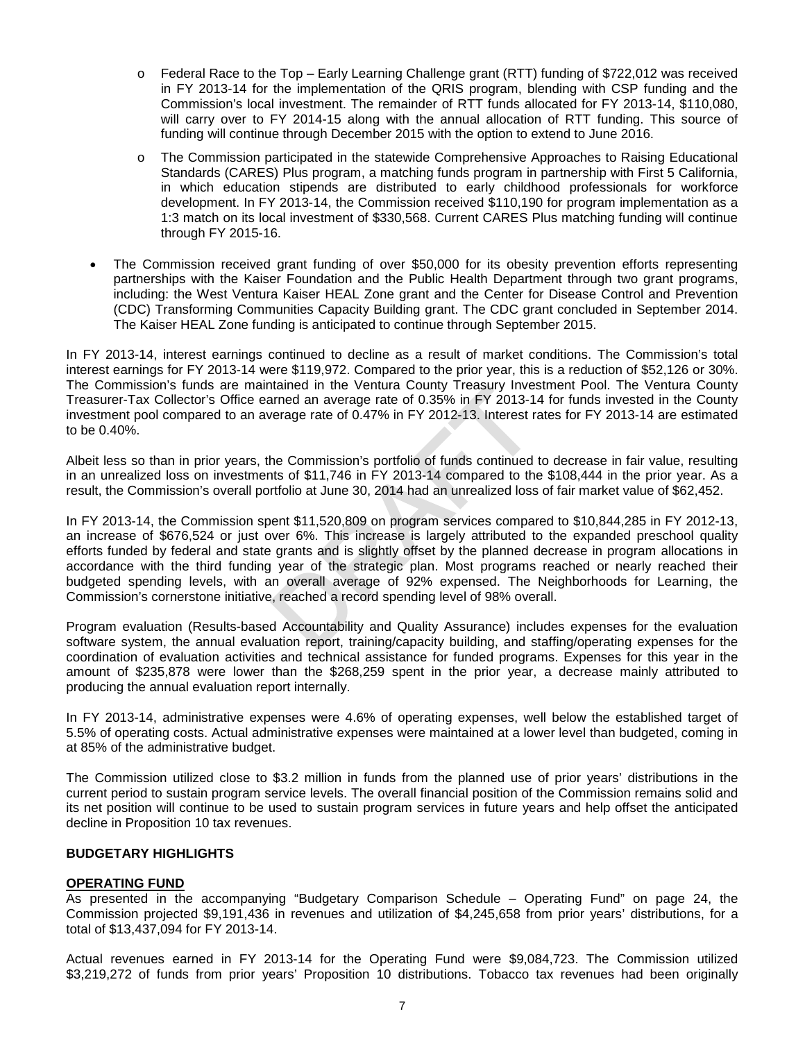- Federal Race to the Top – Early Learning Challenge grant (RTT) funding of $722,012 was received in FY 2013-14 for the implementation of the QRIS program, blending with CSP funding and the Commission's local investment. The remainder of RTT funds allocated for FY 2013-14, $110,080, will carry over to FY 2014-15 along with the annual allocation of RTT funding. This source of funding will continue through December 2015 with the option to extend to June 2016.
  - The Commission participated in the statewide Comprehensive Approaches to Raising Educational Standards (CARES) Plus program, a matching funds program in partnership with First 5 California, in which education stipends are distributed to early childhood professionals for workforce development. In FY 2013-14, the Commission received $110,190 for program implementation as a 1:3 match on its local investment of $330,568. Current CARES Plus matching funding will continue through FY 2015-16.

- The Commission received grant funding of over $50,000 for its obesity prevention efforts representing partnerships with the Kaiser Foundation and the Public Health Department through two grant programs, including: the West Ventura Kaiser HEAL Zone grant and the Center for Disease Control and Prevention (CDC) Transforming Communities Capacity Building grant. The CDC grant concluded in September 2014. The Kaiser HEAL Zone funding is anticipated to continue through September 2015.

In FY 2013-14, interest earnings continued to decline as a result of market conditions. The Commission's total interest earnings for FY 2013-14 were $119,972. Compared to the prior year, this is a reduction of $52,126 or 30%. The Commission's funds are maintained in the Ventura County Treasury Investment Pool. The Ventura County Treasurer-Tax Collector's Office earned an average rate of 0.35% in FY 2013-14 for funds invested in the County investment pool compared to an average rate of 0.47% in FY 2012-13. Interest rates for FY 2013-14 are estimated to be 0.40%.

Albeit less so than in prior years, the Commission's portfolio of funds continued to decrease in fair value, resulting in an unrealized loss on investments of $11,746 in FY 2013-14 compared to the $108,444 in the prior year. As a result, the Commission's overall portfolio at June 30, 2014 had an unrealized loss of fair market value of $62,452.

In FY 2013-14, the Commission spent $11,520,809 on program services compared to $10,844,285 in FY 2012-13, an increase of $676,524 or just over 6%. This increase is largely attributed to the expanded preschool quality efforts funded by federal and state grants and is slightly offset by the planned decrease in program allocations in accordance with the third funding year of the strategic plan. Most programs reached or nearly reached their budgeted spending levels, with an overall average of 92% expensed. The Neighborhoods for Learning, the Commission's cornerstone initiative, reached a record spending level of 98% overall.

Program evaluation (Results-based Accountability and Quality Assurance) includes expenses for the evaluation software system, the annual evaluation report, training/capacity building, and staffing/operating expenses for the coordination of evaluation activities and technical assistance for funded programs. Expenses for this year in the amount of $235,878 were lower than the $268,259 spent in the prior year, a decrease mainly attributed to producing the annual evaluation report internally.

In FY 2013-14, administrative expenses were 4.6% of operating expenses, well below the established target of 5.5% of operating costs. Actual administrative expenses were maintained at a lower level than budgeted, coming in at 85% of the administrative budget.

The Commission utilized close to $3.2 million in funds from the planned use of prior years' distributions in the current period to sustain program service levels. The overall financial position of the Commission remains solid and its net position will continue to be used to sustain program services in future years and help offset the anticipated decline in Proposition 10 tax revenues.

## BUDGETARY HIGHLIGHTS

### OPERATING FUND

As presented in the accompanying "Budgetary Comparison Schedule – Operating Fund" on page 24, the Commission projected $9,191,436 in revenues and utilization of $4,245,658 from prior years' distributions, for a total of $13,437,094 for FY 2013-14.

Actual revenues earned in FY 2013-14 for the Operating Fund were $9,084,723. The Commission utilized $3,219,272 of funds from prior years' Proposition 10 distributions. Tobacco tax revenues had been originally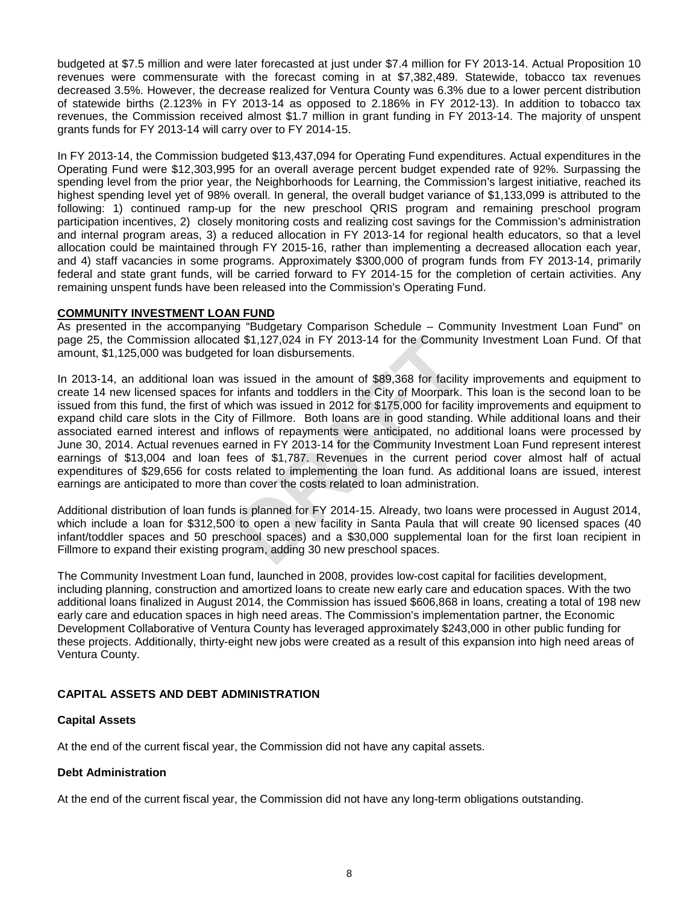budgeted at $7.5 million and were later forecasted at just under $7.4 million for FY 2013-14. Actual Proposition 10 revenues were commensurate with the forecast coming in at $7,382,489. Statewide, tobacco tax revenues decreased 3.5%. However, the decrease realized for Ventura County was 6.3% due to a lower percent distribution of statewide births (2.123% in FY 2013-14 as opposed to 2.186% in FY 2012-13). In addition to tobacco tax revenues, the Commission received almost $1.7 million in grant funding in FY 2013-14. The majority of unspent grants funds for FY 2013-14 will carry over to FY 2014-15.

In FY 2013-14, the Commission budgeted $13,437,094 for Operating Fund expenditures. Actual expenditures in the Operating Fund were $12,303,995 for an overall average percent budget expended rate of 92%. Surpassing the spending level from the prior year, the Neighborhoods for Learning, the Commission's largest initiative, reached its highest spending level yet of 98% overall. In general, the overall budget variance of $1,133,099 is attributed to the following: 1) continued ramp-up for the new preschool QRIS program and remaining preschool program participation incentives, 2) closely monitoring costs and realizing cost savings for the Commission's administration and internal program areas, 3) a reduced allocation in FY 2013-14 for regional health educators, so that a level allocation could be maintained through FY 2015-16, rather than implementing a decreased allocation each year, and 4) staff vacancies in some programs. Approximately $300,000 of program funds from FY 2013-14, primarily federal and state grant funds, will be carried forward to FY 2014-15 for the completion of certain activities. Any remaining unspent funds have been released into the Commission's Operating Fund.

**COMMUNITY INVESTMENT LOAN FUND**

As presented in the accompanying "Budgetary Comparison Schedule – Community Investment Loan Fund" on page 25, the Commission allocated $1,127,024 in FY 2013-14 for the Community Investment Loan Fund. Of that amount, $1,125,000 was budgeted for loan disbursements.

In 2013-14, an additional loan was issued in the amount of $89,368 for facility improvements and equipment to create 14 new licensed spaces for infants and toddlers in the City of Moorpark. This loan is the second loan to be issued from this fund, the first of which was issued in 2012 for $175,000 for facility improvements and equipment to expand child care slots in the City of Fillmore. Both loans are in good standing. While additional loans and their associated earned interest and inflows of repayments were anticipated, no additional loans were processed by June 30, 2014. Actual revenues earned in FY 2013-14 for the Community Investment Loan Fund represent interest earnings of $13,004 and loan fees of $1,787. Revenues in the current period cover almost half of actual expenditures of $29,656 for costs related to implementing the loan fund. As additional loans are issued, interest earnings are anticipated to more than cover the costs related to loan administration.

Additional distribution of loan funds is planned for FY 2014-15. Already, two loans were processed in August 2014, which include a loan for $312,500 to open a new facility in Santa Paula that will create 90 licensed spaces (40 infant/toddler spaces and 50 preschool spaces) and a $30,000 supplemental loan for the first loan recipient in Fillmore to expand their existing program, adding 30 new preschool spaces.

The Community Investment Loan fund, launched in 2008, provides low-cost capital for facilities development, including planning, construction and amortized loans to create new early care and education spaces. With the two additional loans finalized in August 2014, the Commission has issued $606,868 in loans, creating a total of 198 new early care and education spaces in high need areas. The Commission's implementation partner, the Economic Development Collaborative of Ventura County has leveraged approximately $243,000 in other public funding for these projects. Additionally, thirty-eight new jobs were created as a result of this expansion into high need areas of Ventura County.

## CAPITAL ASSETS AND DEBT ADMINISTRATION

### Capital Assets

At the end of the current fiscal year, the Commission did not have any capital assets.

### Debt Administration

At the end of the current fiscal year, the Commission did not have any long-term obligations outstanding.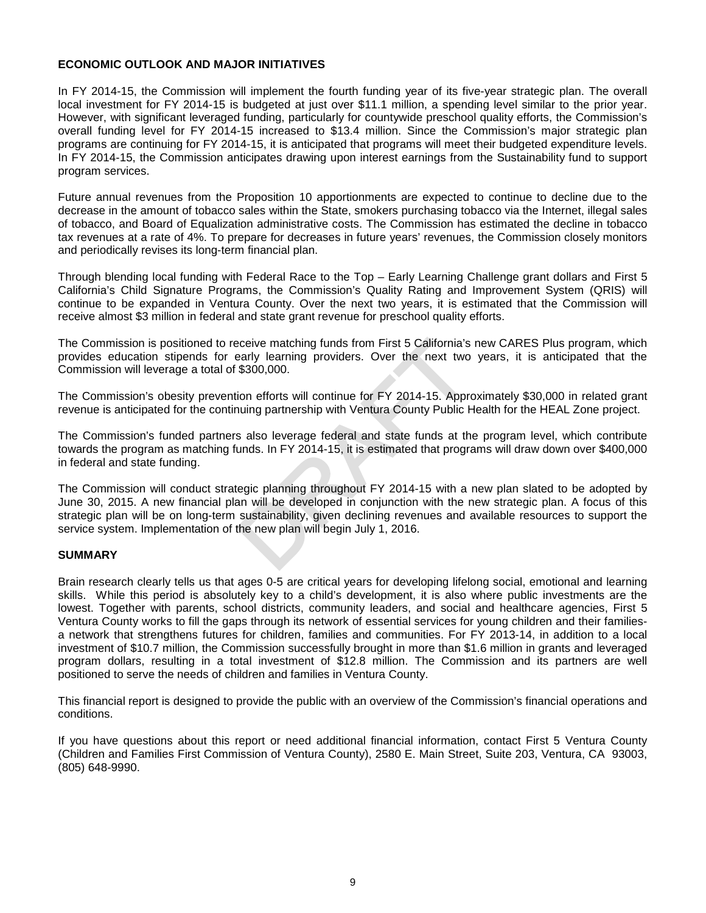## ECONOMIC OUTLOOK AND MAJOR INITIATIVES

In FY 2014-15, the Commission will implement the fourth funding year of its five-year strategic plan. The overall local investment for FY 2014-15 is budgeted at just over $11.1 million, a spending level similar to the prior year. However, with significant leveraged funding, particularly for countywide preschool quality efforts, the Commission's overall funding level for FY 2014-15 increased to $13.4 million. Since the Commission's major strategic plan programs are continuing for FY 2014-15, it is anticipated that programs will meet their budgeted expenditure levels. In FY 2014-15, the Commission anticipates drawing upon interest earnings from the Sustainability fund to support program services.

Future annual revenues from the Proposition 10 apportionments are expected to continue to decline due to the decrease in the amount of tobacco sales within the State, smokers purchasing tobacco via the Internet, illegal sales of tobacco, and Board of Equalization administrative costs. The Commission has estimated the decline in tobacco tax revenues at a rate of 4%. To prepare for decreases in future years' revenues, the Commission closely monitors and periodically revises its long-term financial plan.

Through blending local funding with Federal Race to the Top – Early Learning Challenge grant dollars and First 5 California's Child Signature Programs, the Commission's Quality Rating and Improvement System (QRIS) will continue to be expanded in Ventura County. Over the next two years, it is estimated that the Commission will receive almost $3 million in federal and state grant revenue for preschool quality efforts.

The Commission is positioned to receive matching funds from First 5 California's new CARES Plus program, which provides education stipends for early learning providers. Over the next two years, it is anticipated that the Commission will leverage a total of $300,000.

The Commission's obesity prevention efforts will continue for FY 2014-15. Approximately $30,000 in related grant revenue is anticipated for the continuing partnership with Ventura County Public Health for the HEAL Zone project.

The Commission's funded partners also leverage federal and state funds at the program level, which contribute towards the program as matching funds. In FY 2014-15, it is estimated that programs will draw down over $400,000 in federal and state funding.

The Commission will conduct strategic planning throughout FY 2014-15 with a new plan slated to be adopted by June 30, 2015. A new financial plan will be developed in conjunction with the new strategic plan. A focus of this strategic plan will be on long-term sustainability, given declining revenues and available resources to support the service system. Implementation of the new plan will begin July 1, 2016.

## SUMMARY

Brain research clearly tells us that ages 0-5 are critical years for developing lifelong social, emotional and learning skills. While this period is absolutely key to a child's development, it is also where public investments are the lowest. Together with parents, school districts, community leaders, and social and healthcare agencies, First 5 Ventura County works to fill the gaps through its network of essential services for young children and their families-a network that strengthens futures for children, families and communities. For FY 2013-14, in addition to a local investment of $10.7 million, the Commission successfully brought in more than $1.6 million in grants and leveraged program dollars, resulting in a total investment of $12.8 million. The Commission and its partners are well positioned to serve the needs of children and families in Ventura County.

This financial report is designed to provide the public with an overview of the Commission's financial operations and conditions.

If you have questions about this report or need additional financial information, contact First 5 Ventura County (Children and Families First Commission of Ventura County), 2580 E. Main Street, Suite 203, Ventura, CA 93003, (805) 648-9990.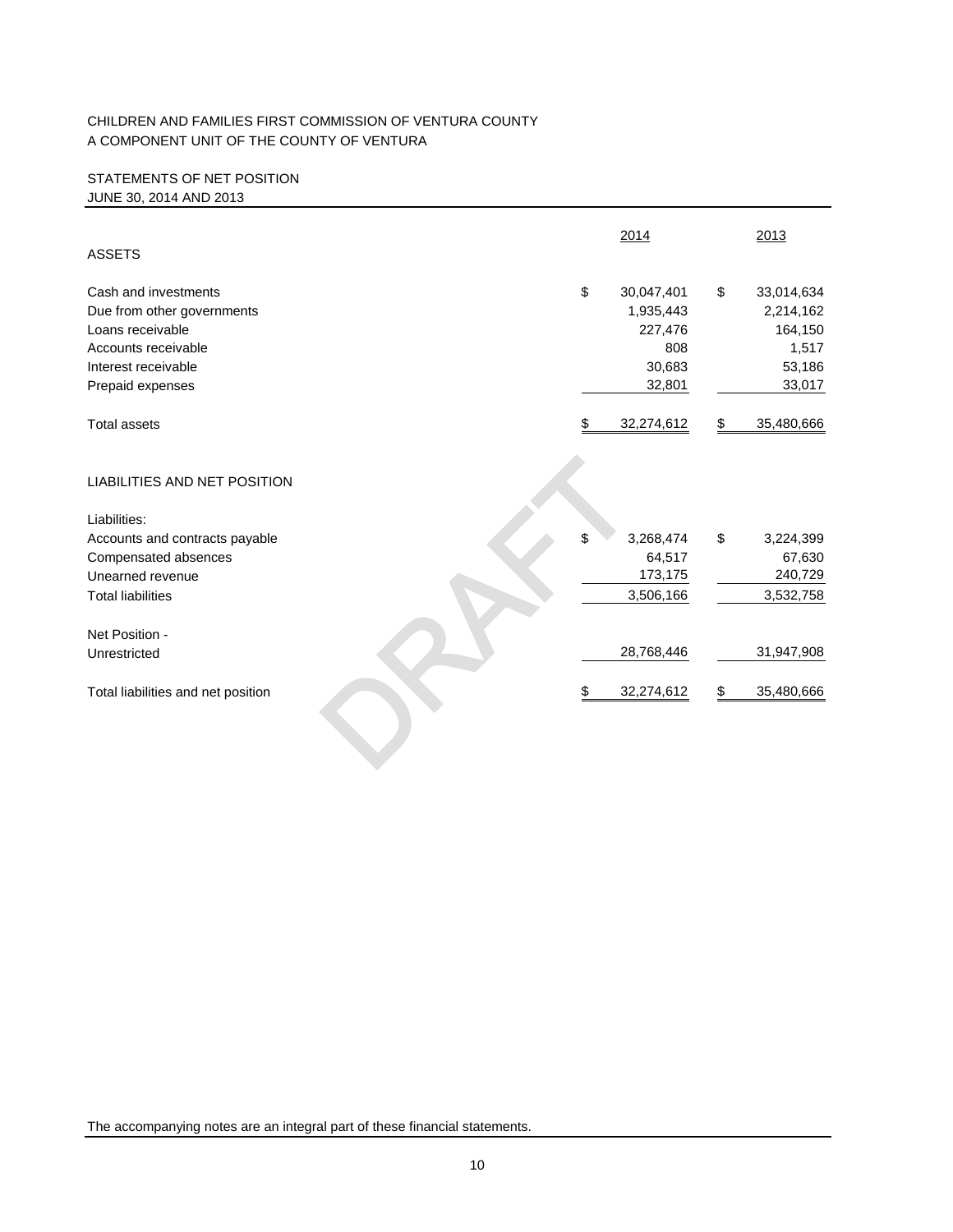CHILDREN AND FAMILIES FIRST COMMISSION OF VENTURA COUNTY
A COMPONENT UNIT OF THE COUNTY OF VENTURA

STATEMENTS OF NET POSITION
JUNE 30, 2014 AND 2013

| | 2014 | 2013 |
|---|---|---|
| **ASSETS** | | |
| Cash and investments | $ 30,047,401 | $ 33,014,634 |
| Due from other governments | 1,935,443 | 2,214,162 |
| Loans receivable | 227,476 | 164,150 |
| Accounts receivable | 808 | 1,517 |
| Interest receivable | 30,683 | 53,186 |
| Prepaid expenses | 32,801 | 33,017 |
| Total assets | $ 32,274,612 | $ 35,480,666 |
| **LIABILITIES AND NET POSITION** | | |
| Liabilities: | | |
| Accounts and contracts payable | $ 3,268,474 | $ 3,224,399 |
| Compensated absences | 64,517 | 67,630 |
| Unearned revenue | 173,175 | 240,729 |
| Total liabilities | 3,506,166 | 3,532,758 |
| Net Position - | | |
| Unrestricted | 28,768,446 | 31,947,908 |
| Total liabilities and net position | $ 32,274,612 | $ 35,480,666 |

DRAFT

The accompanying notes are an integral part of these financial statements.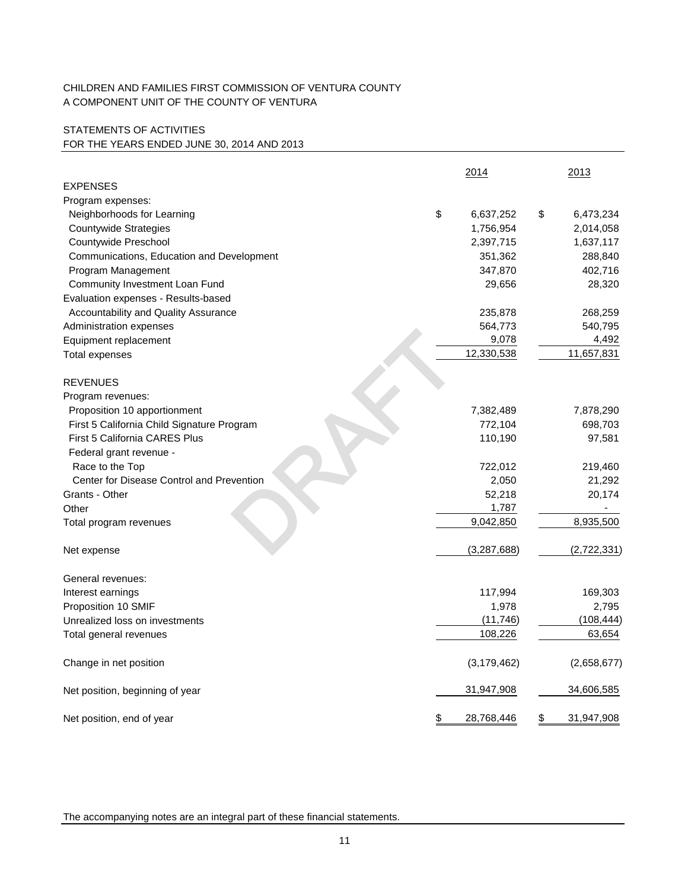CHILDREN AND FAMILIES FIRST COMMISSION OF VENTURA COUNTY
A COMPONENT UNIT OF THE COUNTY OF VENTURA

STATEMENTS OF ACTIVITIES
FOR THE YEARS ENDED JUNE 30, 2014 AND 2013

| | 2014 | 2013 |
|---|---|---|
| EXPENSES | | |
| Program expenses: | | |
| Neighborhoods for Learning | $ 6,637,252 | $ 6,473,234 |
| Countywide Strategies | 1,756,954 | 2,014,058 |
| Countywide Preschool | 2,397,715 | 1,637,117 |
| Communications, Education and Development | 351,362 | 288,840 |
| Program Management | 347,870 | 402,716 |
| Community Investment Loan Fund | 29,656 | 28,320 |
| Evaluation expenses - Results-based Accountability and Quality Assurance | 235,878 | 268,259 |
| Administration expenses | 564,773 | 540,795 |
| Equipment replacement | 9,078 | 4,492 |
| Total expenses | 12,330,538 | 11,657,831 |
| REVENUES | | |
| Program revenues: | | |
| Proposition 10 apportionment | 7,382,489 | 7,878,290 |
| First 5 California Child Signature Program | 772,104 | 698,703 |
| First 5 California CARES Plus | 110,190 | 97,581 |
| Federal grant revenue - | | |
| Race to the Top | 722,012 | 219,460 |
| Center for Disease Control and Prevention | 2,050 | 21,292 |
| Grants - Other | 52,218 | 20,174 |
| Other | 1,787 | - |
| Total program revenues | 9,042,850 | 8,935,500 |
| Net expense | (3,287,688) | (2,722,331) |
| General revenues: | | |
| Interest earnings | 117,994 | 169,303 |
| Proposition 10 SMIF | 1,978 | 2,795 |
| Unrealized loss on investments | (11,746) | (108,444) |
| Total general revenues | 108,226 | 63,654 |
| Change in net position | (3,179,462) | (2,658,677) |
| Net position, beginning of year | 31,947,908 | 34,606,585 |
| Net position, end of year | $ 28,768,446 | $ 31,947,908 |

The accompanying notes are an integral part of these financial statements.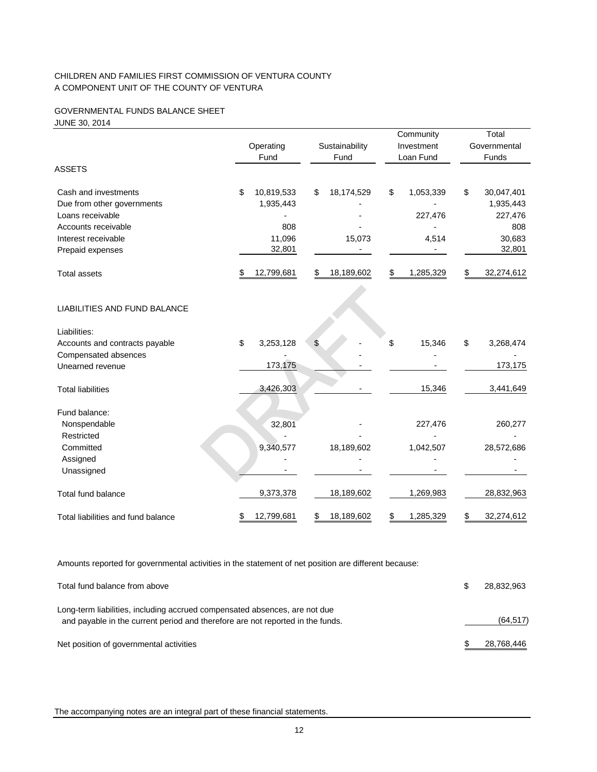CHILDREN AND FAMILIES FIRST COMMISSION OF VENTURA COUNTY
A COMPONENT UNIT OF THE COUNTY OF VENTURA

GOVERNMENTAL FUNDS BALANCE SHEET
JUNE 30, 2014

| | Operating Fund | Sustainability Fund | Community Investment Loan Fund | Total Governmental Funds |
|---|---|---|---|---|
| **ASSETS** | | | | |
| Cash and investments | $ 10,819,533 | $ 18,174,529 | $ 1,053,339 | $ 30,047,401 |
| Due from other governments | 1,935,443 | - | - | 1,935,443 |
| Loans receivable | - | - | 227,476 | 227,476 |
| Accounts receivable | 808 | - | - | 808 |
| Interest receivable | 11,096 | 15,073 | 4,514 | 30,683 |
| Prepaid expenses | 32,801 | - | - | 32,801 |
| Total assets | $ 12,799,681 | $ 18,189,602 | $ 1,285,329 | $ 32,274,612 |
| **LIABILITIES AND FUND BALANCE** | | | | |
| Liabilities: | | | | |
| Accounts and contracts payable | $ 3,253,128 | $ - | $ 15,346 | $ 3,268,474 |
| Compensated absences | - | - | - | - |
| Unearned revenue | 173,175 | - | - | 173,175 |
| Total liabilities | 3,426,303 | - | 15,346 | 3,441,649 |
| Fund balance: | | | | |
| Nonspendable | 32,801 | - | 227,476 | 260,277 |
| Restricted | - | - | - | - |
| Committed | 9,340,577 | 18,189,602 | 1,042,507 | 28,572,686 |
| Assigned | - | - | - | - |
| Unassigned | - | - | - | - |
| Total fund balance | 9,373,378 | 18,189,602 | 1,269,983 | 28,832,963 |
| Total liabilities and fund balance | $ 12,799,681 | $ 18,189,602 | $ 1,285,329 | $ 32,274,612 |

Amounts reported for governmental activities in the statement of net position are different because:

| | |
|---|---|
| Total fund balance from above | $ 28,832,963 |
| Long-term liabilities, including accrued compensated absences, are not due and payable in the current period and therefore are not reported in the funds. | (64,517) |
| Net position of governmental activities | $ 28,768,446 |

The accompanying notes are an integral part of these financial statements.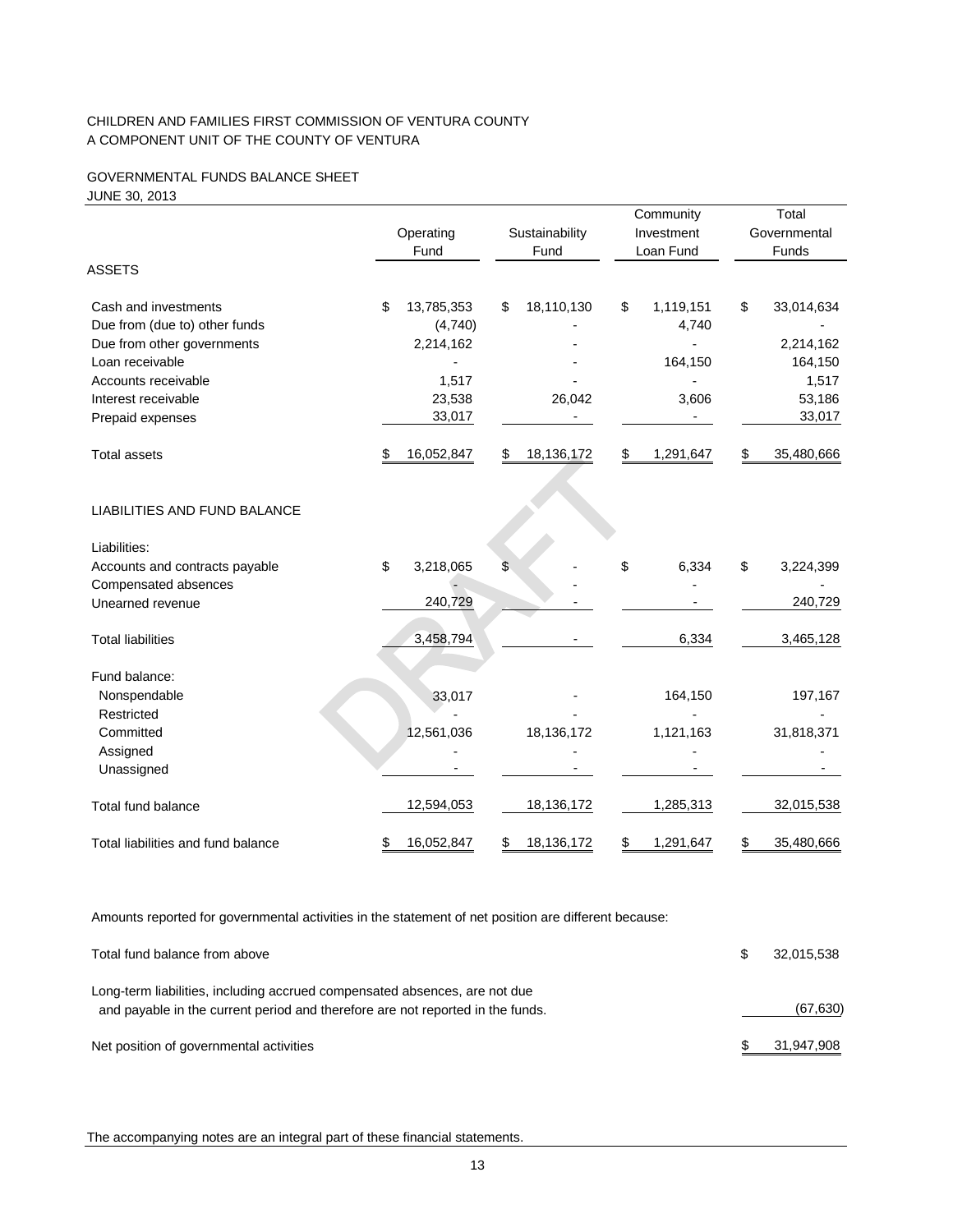CHILDREN AND FAMILIES FIRST COMMISSION OF VENTURA COUNTY
A COMPONENT UNIT OF THE COUNTY OF VENTURA

GOVERNMENTAL FUNDS BALANCE SHEET
JUNE 30, 2013

| | Operating Fund | Sustainability Fund | Community Investment Loan Fund | Total Governmental Funds |
|---|---|---|---|---|
| **ASSETS** | | | | |
| Cash and investments | $ 13,785,353 | $ 18,110,130 | $ 1,119,151 | $ 33,014,634 |
| Due from (due to) other funds | (4,740) | - | 4,740 | - |
| Due from other governments | 2,214,162 | - | - | 2,214,162 |
| Loan receivable | - | - | 164,150 | 164,150 |
| Accounts receivable | 1,517 | - | - | 1,517 |
| Interest receivable | 23,538 | 26,042 | 3,606 | 53,186 |
| Prepaid expenses | 33,017 | - | - | 33,017 |
| Total assets | $ 16,052,847 | $ 18,136,172 | $ 1,291,647 | $ 35,480,666 |
| **LIABILITIES AND FUND BALANCE** | | | | |
| Liabilities: | | | | |
| Accounts and contracts payable | $ 3,218,065 | $ - | $ 6,334 | $ 3,224,399 |
| Compensated absences | - | - | - | - |
| Unearned revenue | 240,729 | - | - | 240,729 |
| Total liabilities | 3,458,794 | - | 6,334 | 3,465,128 |
| Fund balance: | | | | |
| Nonspendable | 33,017 | - | 164,150 | 197,167 |
| Restricted | - | - | - | - |
| Committed | 12,561,036 | 18,136,172 | 1,121,163 | 31,818,371 |
| Assigned | - | - | - | - |
| Unassigned | - | - | - | - |
| Total fund balance | 12,594,053 | 18,136,172 | 1,285,313 | 32,015,538 |
| Total liabilities and fund balance | $ 16,052,847 | $ 18,136,172 | $ 1,291,647 | $ 35,480,666 |

Amounts reported for governmental activities in the statement of net position are different because:

| | |
|---|---|
| Total fund balance from above | $ 32,015,538 |
| Long-term liabilities, including accrued compensated absences, are not due and payable in the current period and therefore are not reported in the funds. | (67,630) |
| Net position of governmental activities | $ 31,947,908 |

The accompanying notes are an integral part of these financial statements.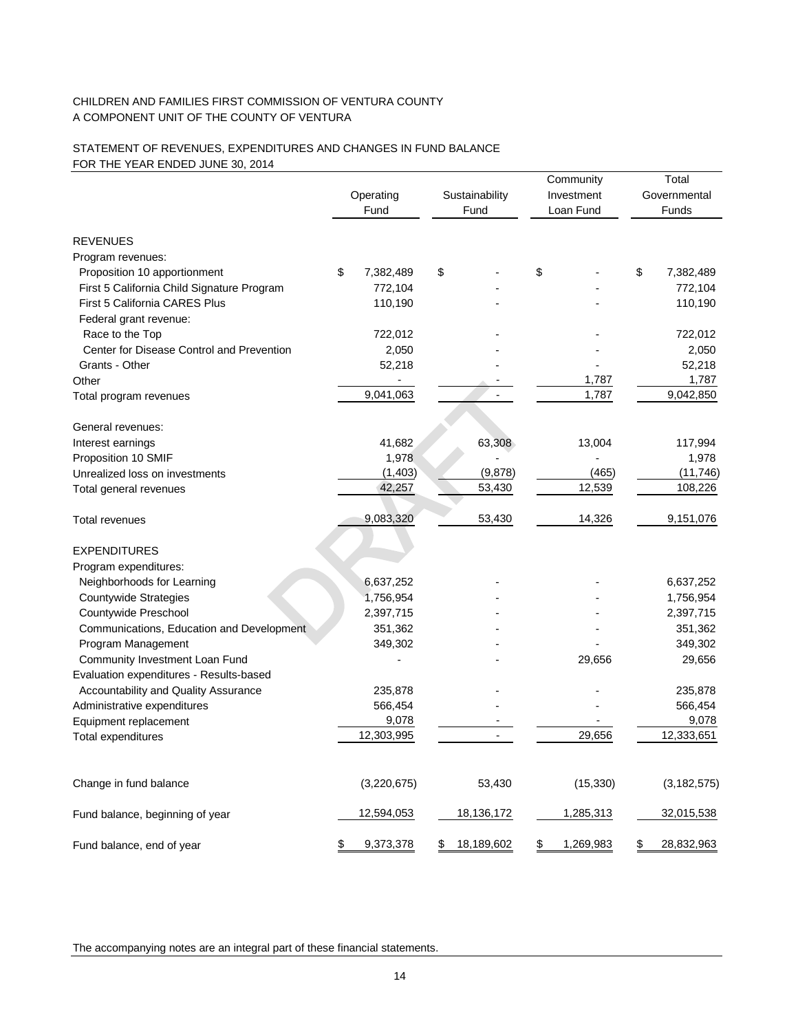CHILDREN AND FAMILIES FIRST COMMISSION OF VENTURA COUNTY
A COMPONENT UNIT OF THE COUNTY OF VENTURA

STATEMENT OF REVENUES, EXPENDITURES AND CHANGES IN FUND BALANCE
FOR THE YEAR ENDED JUNE 30, 2014

| | Operating Fund | Sustainability Fund | Community Investment Loan Fund | Total Governmental Funds |
|---|---|---|---|---|
| **REVENUES** | | | | |
| Program revenues: | | | | |
| Proposition 10 apportionment | $ 7,382,489 | $ - | $ - | $ 7,382,489 |
| First 5 California Child Signature Program | 772,104 | - | - | 772,104 |
| First 5 California CARES Plus | 110,190 | - | - | 110,190 |
| Federal grant revenue: | | | | |
| Race to the Top | 722,012 | - | - | 722,012 |
| Center for Disease Control and Prevention | 2,050 | - | - | 2,050 |
| Grants - Other | 52,218 | - | - | 52,218 |
| Other | - | - | 1,787 | 1,787 |
| Total program revenues | 9,041,063 | - | 1,787 | 9,042,850 |
| General revenues: | | | | |
| Interest earnings | 41,682 | 63,308 | 13,004 | 117,994 |
| Proposition 10 SMIF | 1,978 | - | - | 1,978 |
| Unrealized loss on investments | (1,403) | (9,878) | (465) | (11,746) |
| Total general revenues | 42,257 | 53,430 | 12,539 | 108,226 |
| Total revenues | 9,083,320 | 53,430 | 14,326 | 9,151,076 |
| **EXPENDITURES** | | | | |
| Program expenditures: | | | | |
| Neighborhoods for Learning | 6,637,252 | - | - | 6,637,252 |
| Countywide Strategies | 1,756,954 | - | - | 1,756,954 |
| Countywide Preschool | 2,397,715 | - | - | 2,397,715 |
| Communications, Education and Development | 351,362 | - | - | 351,362 |
| Program Management | 349,302 | - | - | 349,302 |
| Community Investment Loan Fund | - | - | 29,656 | 29,656 |
| Evaluation expenditures - Results-based Accountability and Quality Assurance | 235,878 | - | - | 235,878 |
| Administrative expenditures | 566,454 | - | - | 566,454 |
| Equipment replacement | 9,078 | - | - | 9,078 |
| Total expenditures | 12,303,995 | - | 29,656 | 12,333,651 |
| Change in fund balance | (3,220,675) | 53,430 | (15,330) | (3,182,575) |
| Fund balance, beginning of year | 12,594,053 | 18,136,172 | 1,285,313 | 32,015,538 |
| Fund balance, end of year | $ 9,373,378 | $ 18,189,602 | $ 1,269,983 | $ 28,832,963 |

The accompanying notes are an integral part of these financial statements.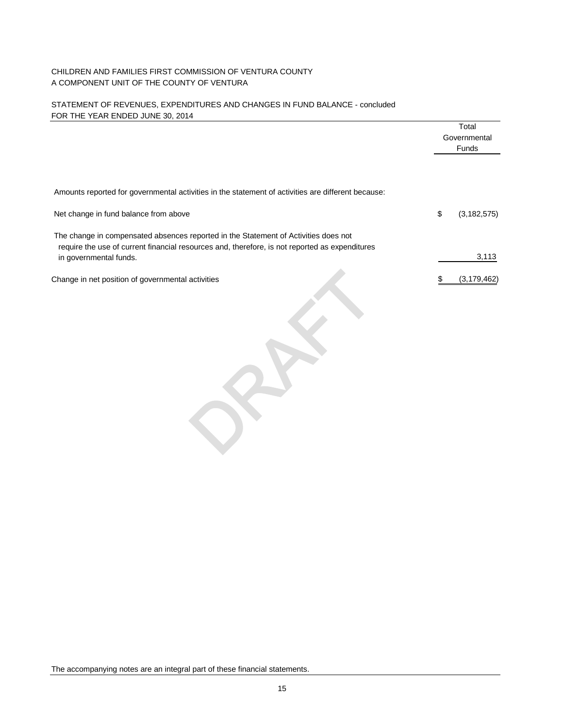CHILDREN AND FAMILIES FIRST COMMISSION OF VENTURA COUNTY
A COMPONENT UNIT OF THE COUNTY OF VENTURA

STATEMENT OF REVENUES, EXPENDITURES AND CHANGES IN FUND BALANCE - concluded
FOR THE YEAR ENDED JUNE 30, 2014

| | Total Governmental Funds |
|---|---|
| Amounts reported for governmental activities in the statement of activities are different because: | |
| Net change in fund balance from above | $ (3,182,575) |
| The change in compensated absences reported in the Statement of Activities does not require the use of current financial resources and, therefore, is not reported as expenditures in governmental funds. | 3,113 |
| Change in net position of governmental activities | $ (3,179,462) |

DRAFT

The accompanying notes are an integral part of these financial statements.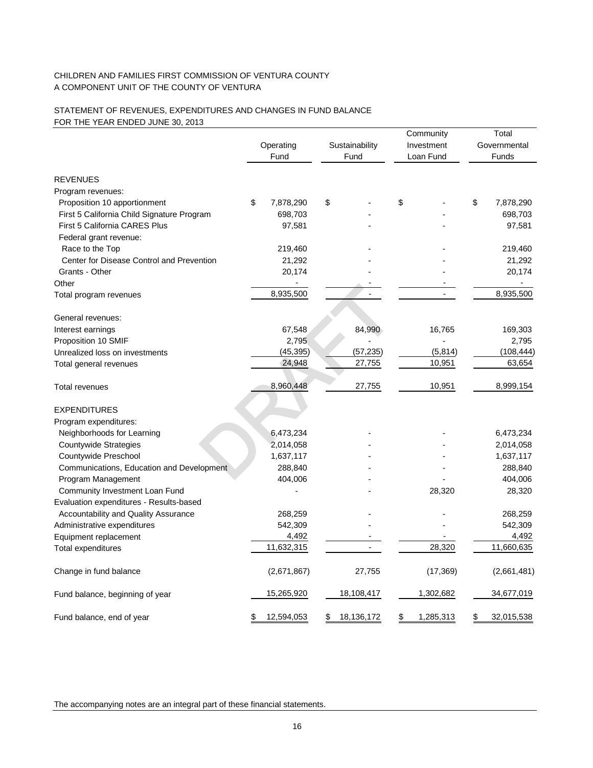CHILDREN AND FAMILIES FIRST COMMISSION OF VENTURA COUNTY
A COMPONENT UNIT OF THE COUNTY OF VENTURA

STATEMENT OF REVENUES, EXPENDITURES AND CHANGES IN FUND BALANCE
FOR THE YEAR ENDED JUNE 30, 2013

| | Operating Fund | Sustainability Fund | Community Investment Loan Fund | Total Governmental Funds |
|---|---|---|---|---|
| **REVENUES** | | | | |
| Program revenues: | | | | |
| Proposition 10 apportionment | $ 7,878,290 | $ - | $ - | $ 7,878,290 |
| First 5 California Child Signature Program | 698,703 | - | - | 698,703 |
| First 5 California CARES Plus | 97,581 | - | - | 97,581 |
| Federal grant revenue: | | | | |
| Race to the Top | 219,460 | - | - | 219,460 |
| Center for Disease Control and Prevention | 21,292 | - | - | 21,292 |
| Grants - Other | 20,174 | - | - | 20,174 |
| Other | - | - | - | - |
| Total program revenues | 8,935,500 | - | - | 8,935,500 |
| General revenues: | | | | |
| Interest earnings | 67,548 | 84,990 | 16,765 | 169,303 |
| Proposition 10 SMIF | 2,795 | - | - | 2,795 |
| Unrealized loss on investments | (45,395) | (57,235) | (5,814) | (108,444) |
| Total general revenues | 24,948 | 27,755 | 10,951 | 63,654 |
| Total revenues | 8,960,448 | 27,755 | 10,951 | 8,999,154 |
| **EXPENDITURES** | | | | |
| Program expenditures: | | | | |
| Neighborhoods for Learning | 6,473,234 | - | - | 6,473,234 |
| Countywide Strategies | 2,014,058 | - | - | 2,014,058 |
| Countywide Preschool | 1,637,117 | - | - | 1,637,117 |
| Communications, Education and Development | 288,840 | - | - | 288,840 |
| Program Management | 404,006 | - | - | 404,006 |
| Community Investment Loan Fund | - | - | 28,320 | 28,320 |
| Evaluation expenditures - Results-based | | | | |
| Accountability and Quality Assurance | 268,259 | - | - | 268,259 |
| Administrative expenditures | 542,309 | - | - | 542,309 |
| Equipment replacement | 4,492 | - | - | 4,492 |
| Total expenditures | 11,632,315 | - | 28,320 | 11,660,635 |
| Change in fund balance | (2,671,867) | 27,755 | (17,369) | (2,661,481) |
| Fund balance, beginning of year | 15,265,920 | 18,108,417 | 1,302,682 | 34,677,019 |
| Fund balance, end of year | $ 12,594,053 | $ 18,136,172 | $ 1,285,313 | $ 32,015,538 |

The accompanying notes are an integral part of these financial statements.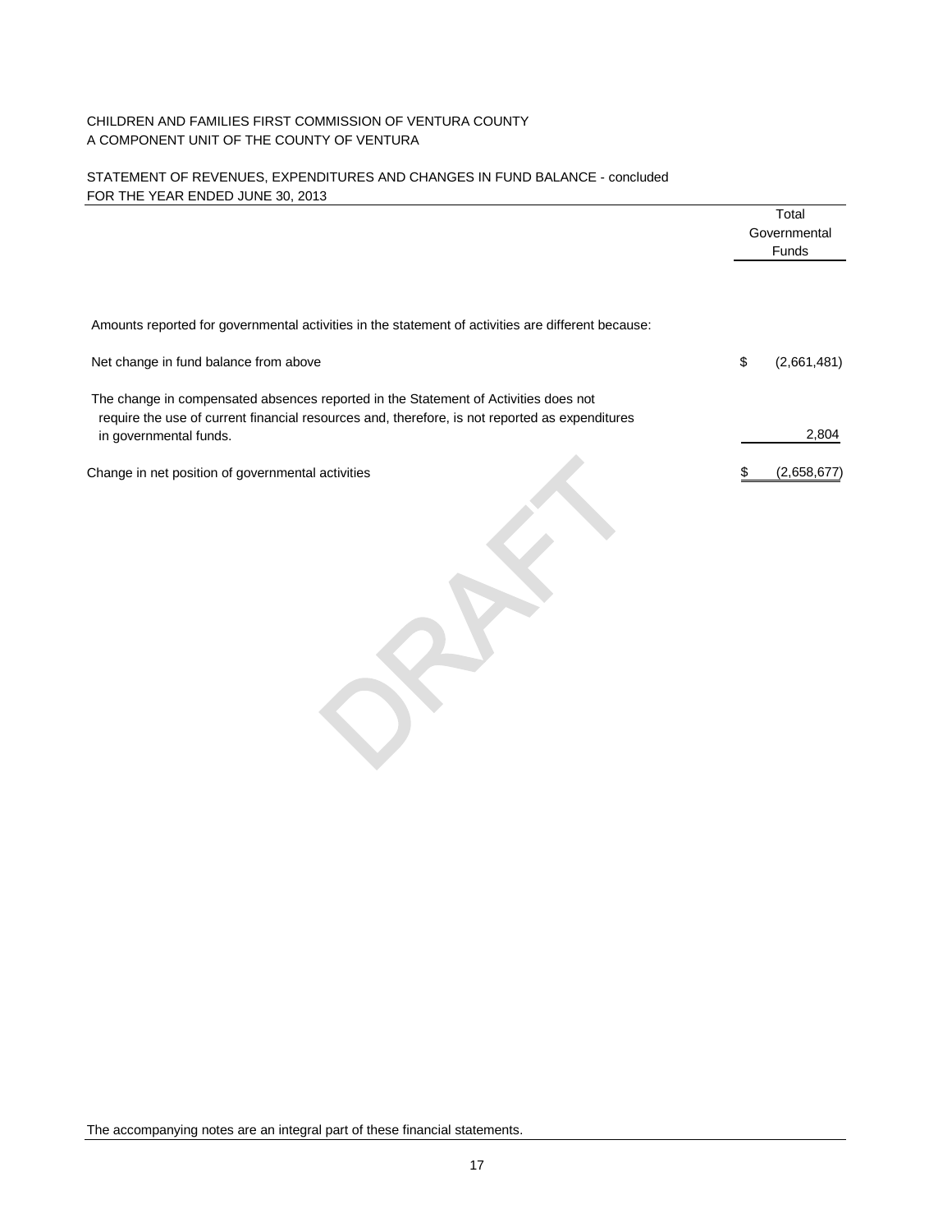CHILDREN AND FAMILIES FIRST COMMISSION OF VENTURA COUNTY
A COMPONENT UNIT OF THE COUNTY OF VENTURA

STATEMENT OF REVENUES, EXPENDITURES AND CHANGES IN FUND BALANCE - concluded
FOR THE YEAR ENDED JUNE 30, 2013

| | Total Governmental Funds |
|---|---|
| Amounts reported for governmental activities in the statement of activities are different because: | |
| Net change in fund balance from above | $ (2,661,481) |
| The change in compensated absences reported in the Statement of Activities does not require the use of current financial resources and, therefore, is not reported as expenditures in governmental funds. | 2,804 |
| Change in net position of governmental activities | $ (2,658,677) |

DRAFT

The accompanying notes are an integral part of these financial statements.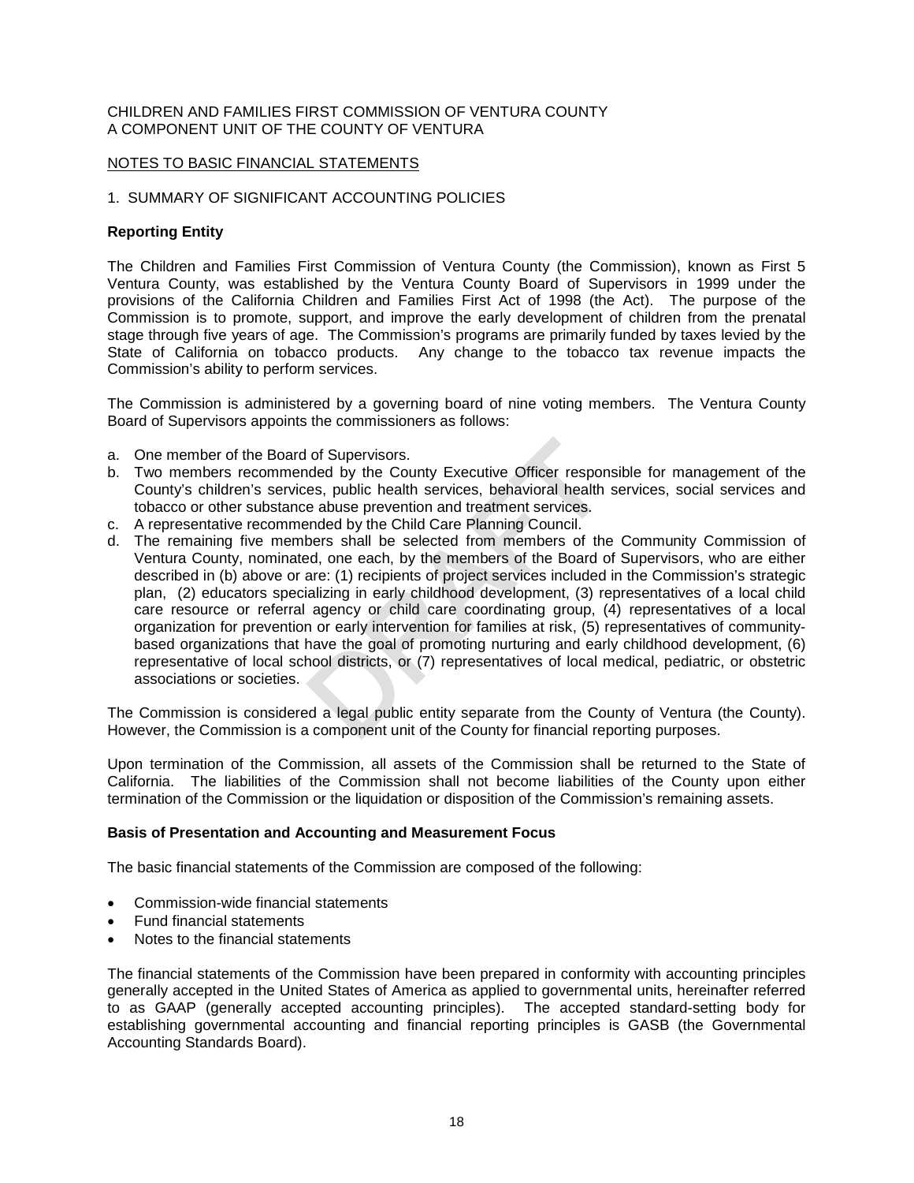CHILDREN AND FAMILIES FIRST COMMISSION OF VENTURA COUNTY
A COMPONENT UNIT OF THE COUNTY OF VENTURA

NOTES TO BASIC FINANCIAL STATEMENTS

1. SUMMARY OF SIGNIFICANT ACCOUNTING POLICIES

**Reporting Entity**

The Children and Families First Commission of Ventura County (the Commission), known as First 5 Ventura County, was established by the Ventura County Board of Supervisors in 1999 under the provisions of the California Children and Families First Act of 1998 (the Act). The purpose of the Commission is to promote, support, and improve the early development of children from the prenatal stage through five years of age. The Commission's programs are primarily funded by taxes levied by the State of California on tobacco products. Any change to the tobacco tax revenue impacts the Commission's ability to perform services.

The Commission is administered by a governing board of nine voting members. The Ventura County Board of Supervisors appoints the commissioners as follows:

a. One member of the Board of Supervisors.
b. Two members recommended by the County Executive Officer responsible for management of the County's children's services, public health services, behavioral health services, social services and tobacco or other substance abuse prevention and treatment services.
c. A representative recommended by the Child Care Planning Council.
d. The remaining five members shall be selected from members of the Community Commission of Ventura County, nominated, one each, by the members of the Board of Supervisors, who are either described in (b) above or are: (1) recipients of project services included in the Commission's strategic plan, (2) educators specializing in early childhood development, (3) representatives of a local child care resource or referral agency or child care coordinating group, (4) representatives of a local organization for prevention or early intervention for families at risk, (5) representatives of community-based organizations that have the goal of promoting nurturing and early childhood development, (6) representative of local school districts, or (7) representatives of local medical, pediatric, or obstetric associations or societies.

The Commission is considered a legal public entity separate from the County of Ventura (the County). However, the Commission is a component unit of the County for financial reporting purposes.

Upon termination of the Commission, all assets of the Commission shall be returned to the State of California. The liabilities of the Commission shall not become liabilities of the County upon either termination of the Commission or the liquidation or disposition of the Commission's remaining assets.

**Basis of Presentation and Accounting and Measurement Focus**

The basic financial statements of the Commission are composed of the following:

- Commission-wide financial statements
- Fund financial statements
- Notes to the financial statements

The financial statements of the Commission have been prepared in conformity with accounting principles generally accepted in the United States of America as applied to governmental units, hereinafter referred to as GAAP (generally accepted accounting principles). The accepted standard-setting body for establishing governmental accounting and financial reporting principles is GASB (the Governmental Accounting Standards Board).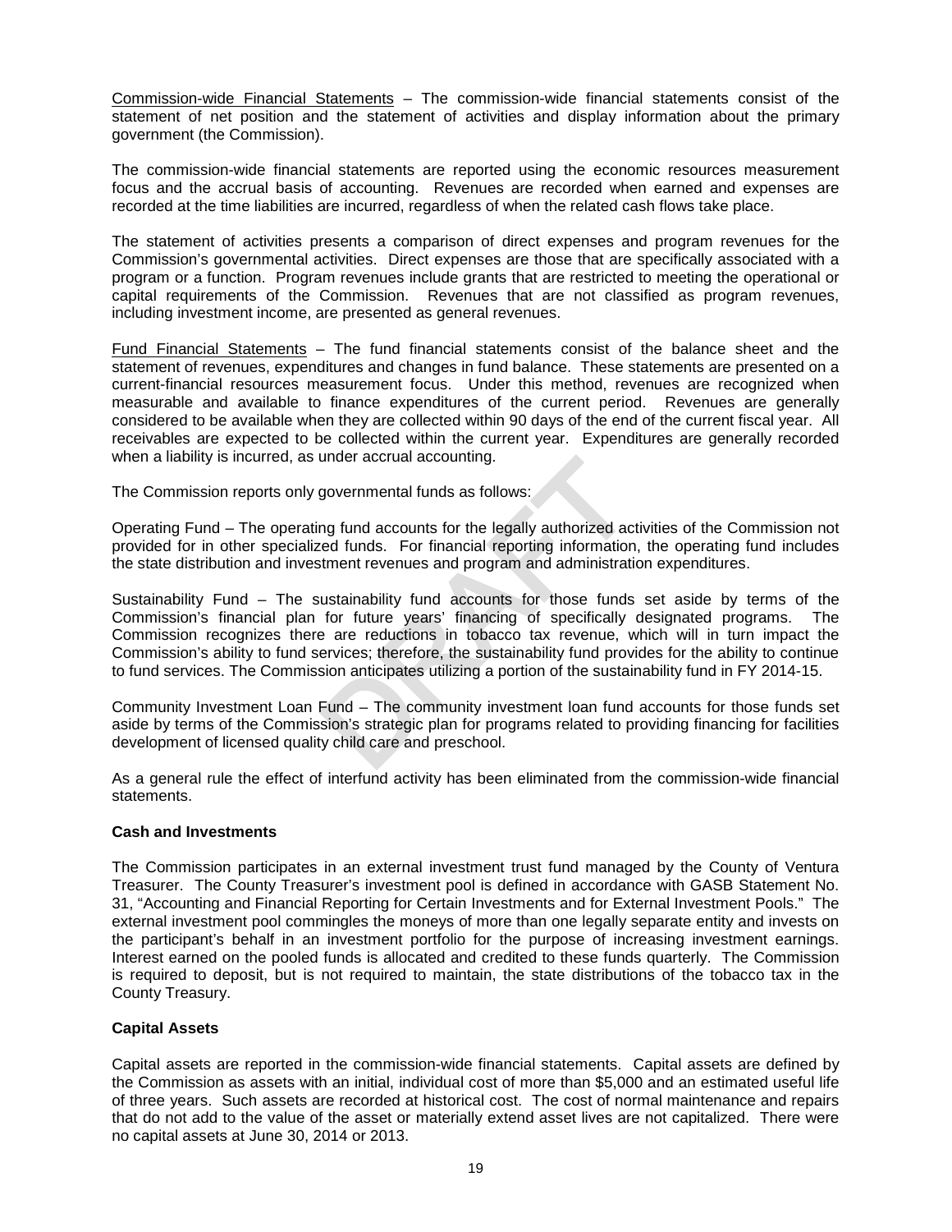Commission-wide Financial Statements – The commission-wide financial statements consist of the statement of net position and the statement of activities and display information about the primary government (the Commission).

The commission-wide financial statements are reported using the economic resources measurement focus and the accrual basis of accounting. Revenues are recorded when earned and expenses are recorded at the time liabilities are incurred, regardless of when the related cash flows take place.

The statement of activities presents a comparison of direct expenses and program revenues for the Commission's governmental activities. Direct expenses are those that are specifically associated with a program or a function. Program revenues include grants that are restricted to meeting the operational or capital requirements of the Commission. Revenues that are not classified as program revenues, including investment income, are presented as general revenues.

Fund Financial Statements – The fund financial statements consist of the balance sheet and the statement of revenues, expenditures and changes in fund balance. These statements are presented on a current-financial resources measurement focus. Under this method, revenues are recognized when measurable and available to finance expenditures of the current period. Revenues are generally considered to be available when they are collected within 90 days of the end of the current fiscal year. All receivables are expected to be collected within the current year. Expenditures are generally recorded when a liability is incurred, as under accrual accounting.

The Commission reports only governmental funds as follows:

Operating Fund – The operating fund accounts for the legally authorized activities of the Commission not provided for in other specialized funds. For financial reporting information, the operating fund includes the state distribution and investment revenues and program and administration expenditures.

Sustainability Fund – The sustainability fund accounts for those funds set aside by terms of the Commission's financial plan for future years' financing of specifically designated programs. The Commission recognizes there are reductions in tobacco tax revenue, which will in turn impact the Commission's ability to fund services; therefore, the sustainability fund provides for the ability to continue to fund services. The Commission anticipates utilizing a portion of the sustainability fund in FY 2014-15.

Community Investment Loan Fund – The community investment loan fund accounts for those funds set aside by terms of the Commission's strategic plan for programs related to providing financing for facilities development of licensed quality child care and preschool.

As a general rule the effect of interfund activity has been eliminated from the commission-wide financial statements.

**Cash and Investments**

The Commission participates in an external investment trust fund managed by the County of Ventura Treasurer. The County Treasurer's investment pool is defined in accordance with GASB Statement No. 31, "Accounting and Financial Reporting for Certain Investments and for External Investment Pools." The external investment pool commingles the moneys of more than one legally separate entity and invests on the participant's behalf in an investment portfolio for the purpose of increasing investment earnings. Interest earned on the pooled funds is allocated and credited to these funds quarterly. The Commission is required to deposit, but is not required to maintain, the state distributions of the tobacco tax in the County Treasury.

**Capital Assets**

Capital assets are reported in the commission-wide financial statements. Capital assets are defined by the Commission as assets with an initial, individual cost of more than $5,000 and an estimated useful life of three years. Such assets are recorded at historical cost. The cost of normal maintenance and repairs that do not add to the value of the asset or materially extend asset lives are not capitalized. There were no capital assets at June 30, 2014 or 2013.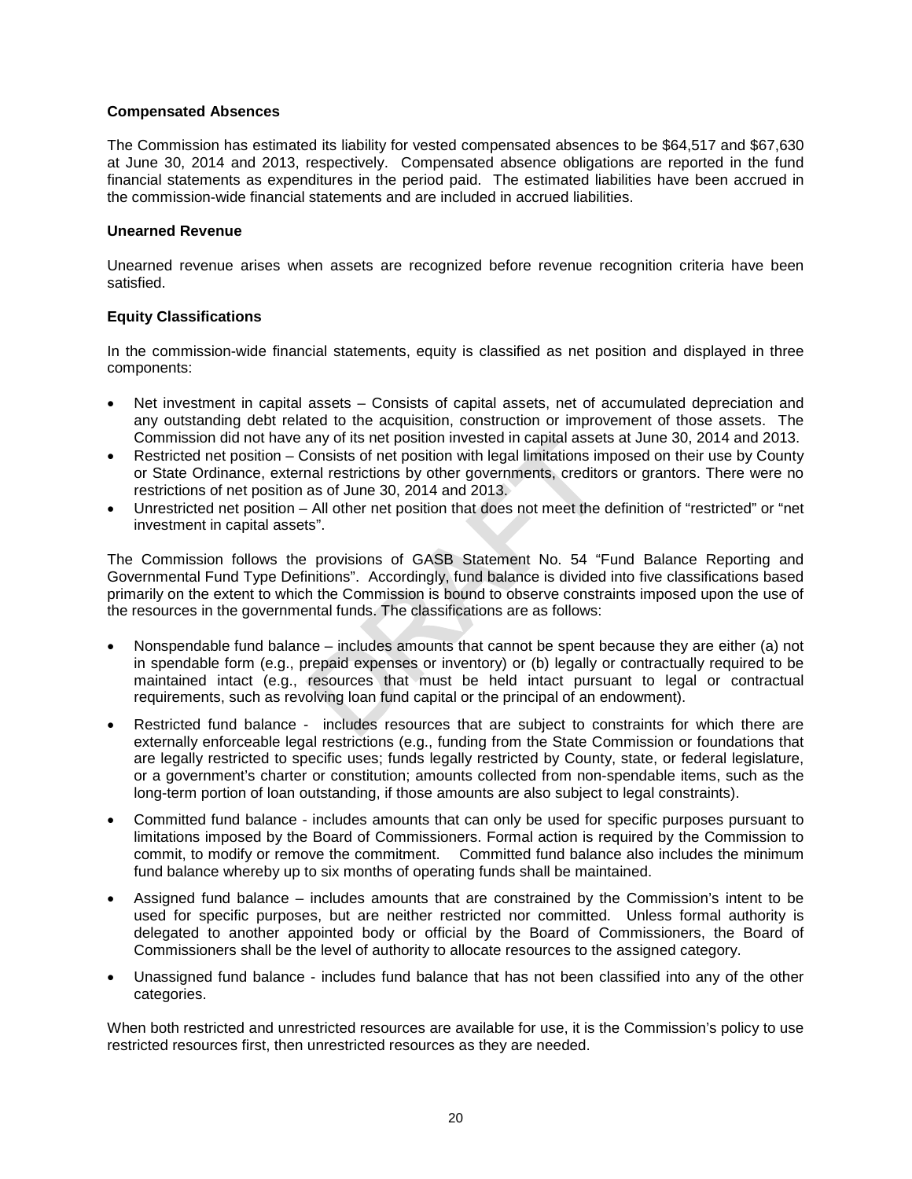**Compensated Absences**

The Commission has estimated its liability for vested compensated absences to be $64,517 and $67,630 at June 30, 2014 and 2013, respectively. Compensated absence obligations are reported in the fund financial statements as expenditures in the period paid. The estimated liabilities have been accrued in the commission-wide financial statements and are included in accrued liabilities.

**Unearned Revenue**

Unearned revenue arises when assets are recognized before revenue recognition criteria have been satisfied.

**Equity Classifications**

In the commission-wide financial statements, equity is classified as net position and displayed in three components:

- Net investment in capital assets – Consists of capital assets, net of accumulated depreciation and any outstanding debt related to the acquisition, construction or improvement of those assets. The Commission did not have any of its net position invested in capital assets at June 30, 2014 and 2013.
- Restricted net position – Consists of net position with legal limitations imposed on their use by County or State Ordinance, external restrictions by other governments, creditors or grantors. There were no restrictions of net position as of June 30, 2014 and 2013.
- Unrestricted net position – All other net position that does not meet the definition of "restricted" or "net investment in capital assets".

The Commission follows the provisions of GASB Statement No. 54 "Fund Balance Reporting and Governmental Fund Type Definitions". Accordingly, fund balance is divided into five classifications based primarily on the extent to which the Commission is bound to observe constraints imposed upon the use of the resources in the governmental funds. The classifications are as follows:

- Nonspendable fund balance – includes amounts that cannot be spent because they are either (a) not in spendable form (e.g., prepaid expenses or inventory) or (b) legally or contractually required to be maintained intact (e.g., resources that must be held intact pursuant to legal or contractual requirements, such as revolving loan fund capital or the principal of an endowment).

- Restricted fund balance - includes resources that are subject to constraints for which there are externally enforceable legal restrictions (e.g., funding from the State Commission or foundations that are legally restricted to specific uses; funds legally restricted by County, state, or federal legislature, or a government's charter or constitution; amounts collected from non-spendable items, such as the long-term portion of loan outstanding, if those amounts are also subject to legal constraints).

- Committed fund balance - includes amounts that can only be used for specific purposes pursuant to limitations imposed by the Board of Commissioners. Formal action is required by the Commission to commit, to modify or remove the commitment. Committed fund balance also includes the minimum fund balance whereby up to six months of operating funds shall be maintained.

- Assigned fund balance – includes amounts that are constrained by the Commission's intent to be used for specific purposes, but are neither restricted nor committed. Unless formal authority is delegated to another appointed body or official by the Board of Commissioners, the Board of Commissioners shall be the level of authority to allocate resources to the assigned category.

- Unassigned fund balance - includes fund balance that has not been classified into any of the other categories.

When both restricted and unrestricted resources are available for use, it is the Commission's policy to use restricted resources first, then unrestricted resources as they are needed.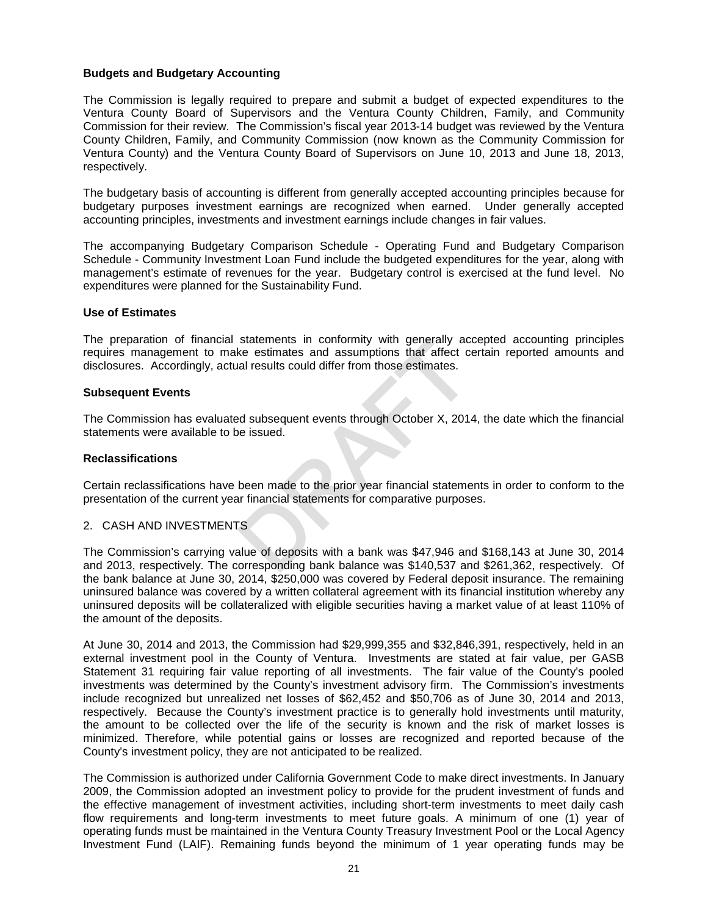### Budgets and Budgetary Accounting

The Commission is legally required to prepare and submit a budget of expected expenditures to the Ventura County Board of Supervisors and the Ventura County Children, Family, and Community Commission for their review. The Commission's fiscal year 2013-14 budget was reviewed by the Ventura County Children, Family, and Community Commission (now known as the Community Commission for Ventura County) and the Ventura County Board of Supervisors on June 10, 2013 and June 18, 2013, respectively.

The budgetary basis of accounting is different from generally accepted accounting principles because for budgetary purposes investment earnings are recognized when earned. Under generally accepted accounting principles, investments and investment earnings include changes in fair values.

The accompanying Budgetary Comparison Schedule - Operating Fund and Budgetary Comparison Schedule - Community Investment Loan Fund include the budgeted expenditures for the year, along with management's estimate of revenues for the year. Budgetary control is exercised at the fund level. No expenditures were planned for the Sustainability Fund.

### Use of Estimates

The preparation of financial statements in conformity with generally accepted accounting principles requires management to make estimates and assumptions that affect certain reported amounts and disclosures. Accordingly, actual results could differ from those estimates.

### Subsequent Events

The Commission has evaluated subsequent events through October X, 2014, the date which the financial statements were available to be issued.

### Reclassifications

Certain reclassifications have been made to the prior year financial statements in order to conform to the presentation of the current year financial statements for comparative purposes.

## 2. CASH AND INVESTMENTS

The Commission's carrying value of deposits with a bank was $47,946 and $168,143 at June 30, 2014 and 2013, respectively. The corresponding bank balance was $140,537 and $261,362, respectively. Of the bank balance at June 30, 2014, $250,000 was covered by Federal deposit insurance. The remaining uninsured balance was covered by a written collateral agreement with its financial institution whereby any uninsured deposits will be collateralized with eligible securities having a market value of at least 110% of the amount of the deposits.

At June 30, 2014 and 2013, the Commission had $29,999,355 and $32,846,391, respectively, held in an external investment pool in the County of Ventura. Investments are stated at fair value, per GASB Statement 31 requiring fair value reporting of all investments. The fair value of the County's pooled investments was determined by the County's investment advisory firm. The Commission's investments include recognized but unrealized net losses of $62,452 and $50,706 as of June 30, 2014 and 2013, respectively. Because the County's investment practice is to generally hold investments until maturity, the amount to be collected over the life of the security is known and the risk of market losses is minimized. Therefore, while potential gains or losses are recognized and reported because of the County's investment policy, they are not anticipated to be realized.

The Commission is authorized under California Government Code to make direct investments. In January 2009, the Commission adopted an investment policy to provide for the prudent investment of funds and the effective management of investment activities, including short-term investments to meet daily cash flow requirements and long-term investments to meet future goals. A minimum of one (1) year of operating funds must be maintained in the Ventura County Treasury Investment Pool or the Local Agency Investment Fund (LAIF). Remaining funds beyond the minimum of 1 year operating funds may be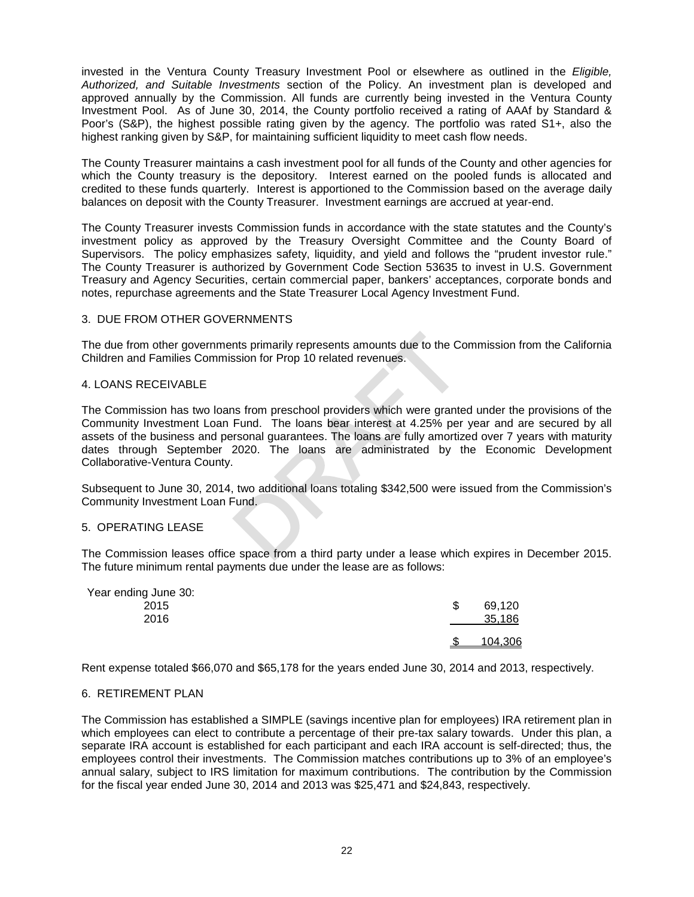invested in the Ventura County Treasury Investment Pool or elsewhere as outlined in the *Eligible, Authorized, and Suitable Investments* section of the Policy. An investment plan is developed and approved annually by the Commission. All funds are currently being invested in the Ventura County Investment Pool. As of June 30, 2014, the County portfolio received a rating of AAAf by Standard & Poor's (S&P), the highest possible rating given by the agency. The portfolio was rated S1+, also the highest ranking given by S&P, for maintaining sufficient liquidity to meet cash flow needs.

The County Treasurer maintains a cash investment pool for all funds of the County and other agencies for which the County treasury is the depository. Interest earned on the pooled funds is allocated and credited to these funds quarterly. Interest is apportioned to the Commission based on the average daily balances on deposit with the County Treasurer. Investment earnings are accrued at year-end.

The County Treasurer invests Commission funds in accordance with the state statutes and the County's investment policy as approved by the Treasury Oversight Committee and the County Board of Supervisors. The policy emphasizes safety, liquidity, and yield and follows the "prudent investor rule." The County Treasurer is authorized by Government Code Section 53635 to invest in U.S. Government Treasury and Agency Securities, certain commercial paper, bankers' acceptances, corporate bonds and notes, repurchase agreements and the State Treasurer Local Agency Investment Fund.

## 3. DUE FROM OTHER GOVERNMENTS

The due from other governments primarily represents amounts due to the Commission from the California Children and Families Commission for Prop 10 related revenues.

## 4. LOANS RECEIVABLE

The Commission has two loans from preschool providers which were granted under the provisions of the Community Investment Loan Fund. The loans bear interest at 4.25% per year and are secured by all assets of the business and personal guarantees. The loans are fully amortized over 7 years with maturity dates through September 2020. The loans are administrated by the Economic Development Collaborative-Ventura County.

Subsequent to June 30, 2014, two additional loans totaling $342,500 were issued from the Commission's Community Investment Loan Fund.

## 5. OPERATING LEASE

The Commission leases office space from a third party under a lease which expires in December 2015. The future minimum rental payments due under the lease are as follows:

| Year ending June 30: | |
|---|---|
| 2015 | $ 69,120 |
| 2016 | 35,186 |
| | $ 104,306 |

Rent expense totaled $66,070 and $65,178 for the years ended June 30, 2014 and 2013, respectively.

## 6. RETIREMENT PLAN

The Commission has established a SIMPLE (savings incentive plan for employees) IRA retirement plan in which employees can elect to contribute a percentage of their pre-tax salary towards. Under this plan, a separate IRA account is established for each participant and each IRA account is self-directed; thus, the employees control their investments. The Commission matches contributions up to 3% of an employee's annual salary, subject to IRS limitation for maximum contributions. The contribution by the Commission for the fiscal year ended June 30, 2014 and 2013 was $25,471 and $24,843, respectively.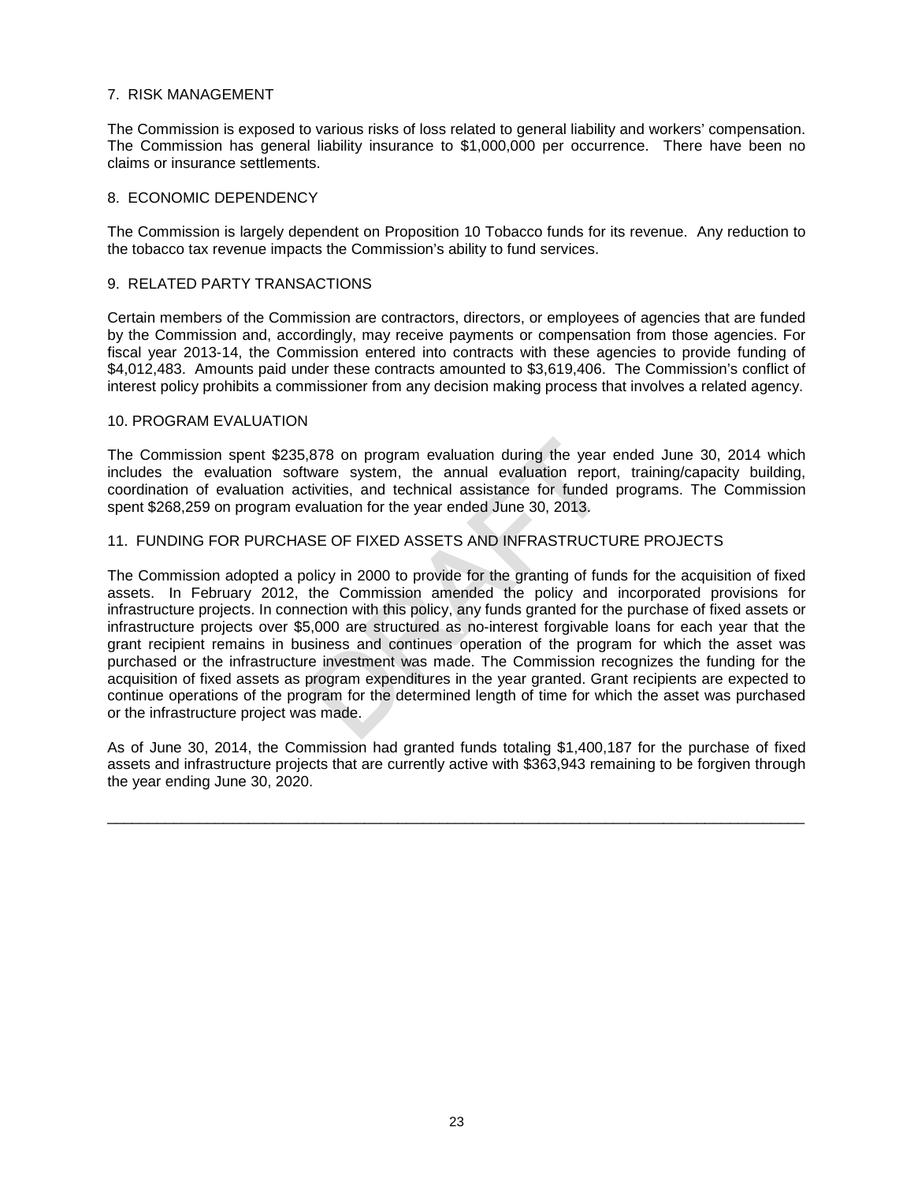## 7. RISK MANAGEMENT

The Commission is exposed to various risks of loss related to general liability and workers' compensation. The Commission has general liability insurance to $1,000,000 per occurrence. There have been no claims or insurance settlements.

## 8. ECONOMIC DEPENDENCY

The Commission is largely dependent on Proposition 10 Tobacco funds for its revenue. Any reduction to the tobacco tax revenue impacts the Commission's ability to fund services.

## 9. RELATED PARTY TRANSACTIONS

Certain members of the Commission are contractors, directors, or employees of agencies that are funded by the Commission and, accordingly, may receive payments or compensation from those agencies. For fiscal year 2013-14, the Commission entered into contracts with these agencies to provide funding of $4,012,483. Amounts paid under these contracts amounted to $3,619,406. The Commission's conflict of interest policy prohibits a commissioner from any decision making process that involves a related agency.

## 10. PROGRAM EVALUATION

The Commission spent $235,878 on program evaluation during the year ended June 30, 2014 which includes the evaluation software system, the annual evaluation report, training/capacity building, coordination of evaluation activities, and technical assistance for funded programs. The Commission spent $268,259 on program evaluation for the year ended June 30, 2013.

## 11. FUNDING FOR PURCHASE OF FIXED ASSETS AND INFRASTRUCTURE PROJECTS

The Commission adopted a policy in 2000 to provide for the granting of funds for the acquisition of fixed assets. In February 2012, the Commission amended the policy and incorporated provisions for infrastructure projects. In connection with this policy, any funds granted for the purchase of fixed assets or infrastructure projects over $5,000 are structured as no-interest forgivable loans for each year that the grant recipient remains in business and continues operation of the program for which the asset was purchased or the infrastructure investment was made. The Commission recognizes the funding for the acquisition of fixed assets as program expenditures in the year granted. Grant recipients are expected to continue operations of the program for the determined length of time for which the asset was purchased or the infrastructure project was made.

As of June 30, 2014, the Commission had granted funds totaling $1,400,187 for the purchase of fixed assets and infrastructure projects that are currently active with $363,943 remaining to be forgiven through the year ending June 30, 2020.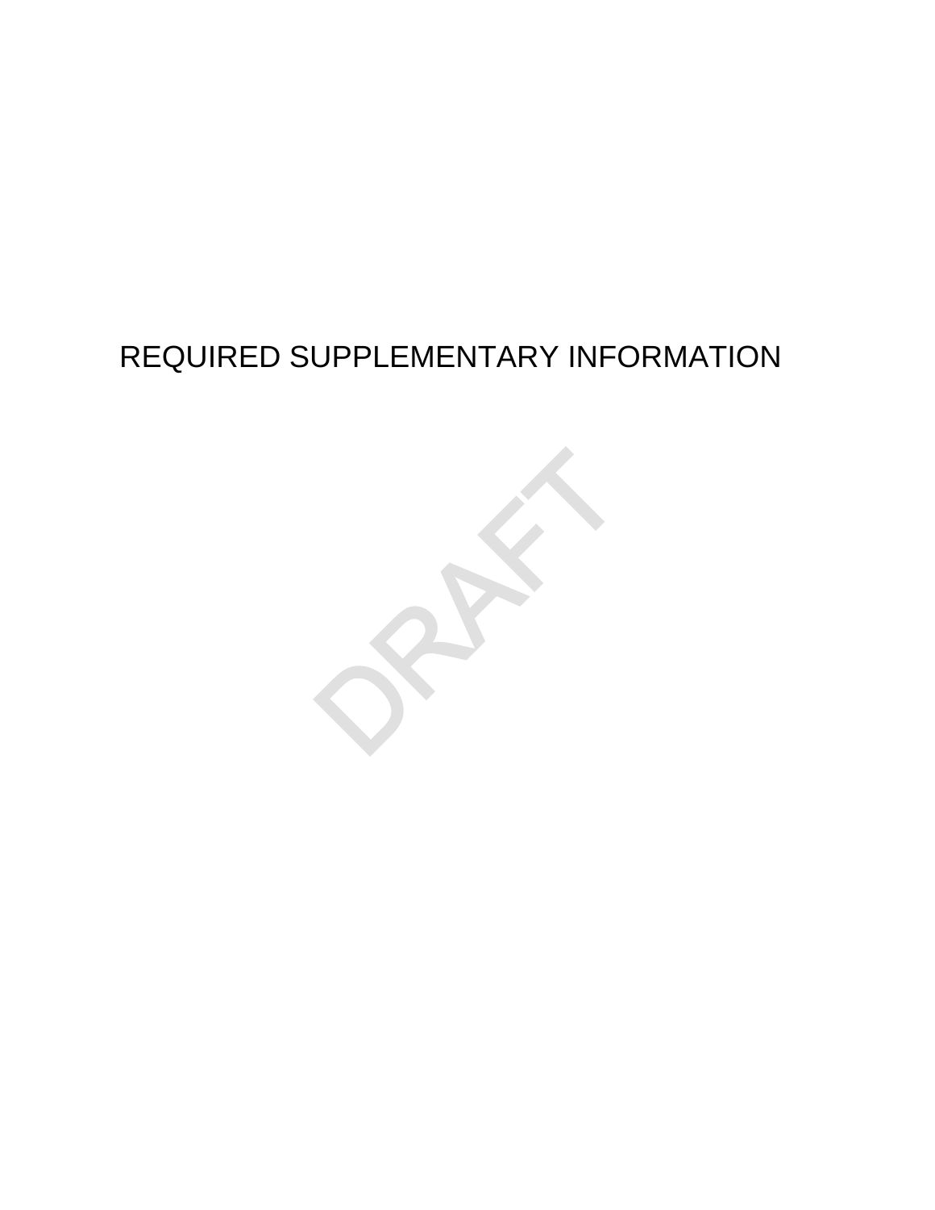# REQUIRED SUPPLEMENTARY INFORMATION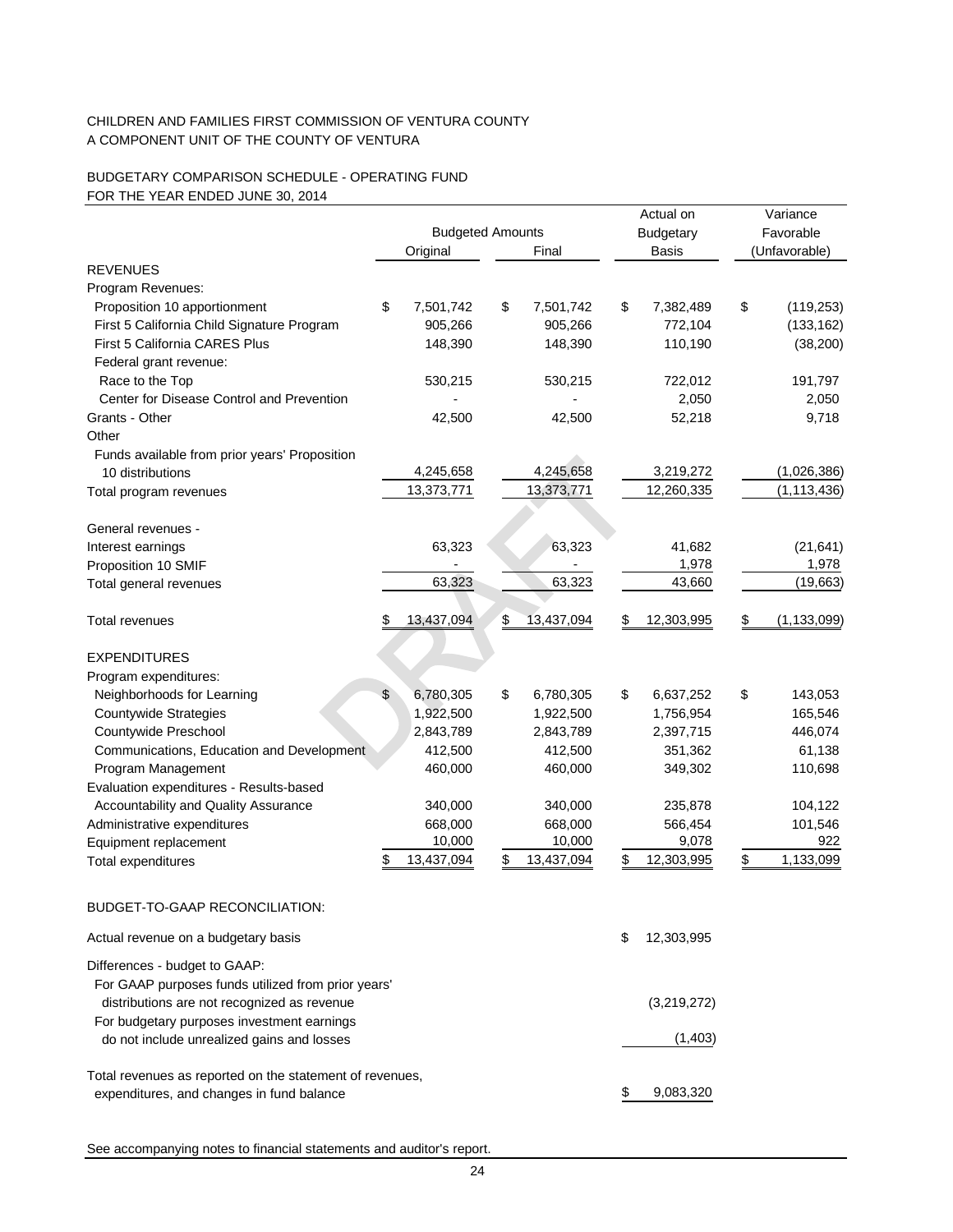CHILDREN AND FAMILIES FIRST COMMISSION OF VENTURA COUNTY
A COMPONENT UNIT OF THE COUNTY OF VENTURA

BUDGETARY COMPARISON SCHEDULE - OPERATING FUND
FOR THE YEAR ENDED JUNE 30, 2014

| | Budgeted Amounts | | Actual on Budgetary | Variance Favorable |
|---|---|---|---|---|
| | Original | Final | Basis | (Unfavorable) |
| **REVENUES** | | | | |
| Program Revenues: | | | | |
| Proposition 10 apportionment | $ 7,501,742 | $ 7,501,742 | $ 7,382,489 | $ (119,253) |
| First 5 California Child Signature Program | 905,266 | 905,266 | 772,104 | (133,162) |
| First 5 California CARES Plus | 148,390 | 148,390 | 110,190 | (38,200) |
| Federal grant revenue: | | | | |
| Race to the Top | 530,215 | 530,215 | 722,012 | 191,797 |
| Center for Disease Control and Prevention | - | - | 2,050 | 2,050 |
| Grants - Other | 42,500 | 42,500 | 52,218 | 9,718 |
| Other | | | | |
| Funds available from prior years' Proposition 10 distributions | 4,245,658 | 4,245,658 | 3,219,272 | (1,026,386) |
| Total program revenues | 13,373,771 | 13,373,771 | 12,260,335 | (1,113,436) |
| General revenues - | | | | |
| Interest earnings | 63,323 | 63,323 | 41,682 | (21,641) |
| Proposition 10 SMIF | - | - | 1,978 | 1,978 |
| Total general revenues | 63,323 | 63,323 | 43,660 | (19,663) |
| Total revenues | $ 13,437,094 | $ 13,437,094 | $ 12,303,995 | $ (1,133,099) |
| **EXPENDITURES** | | | | |
| Program expenditures: | | | | |
| Neighborhoods for Learning | $ 6,780,305 | $ 6,780,305 | $ 6,637,252 | $ 143,053 |
| Countywide Strategies | 1,922,500 | 1,922,500 | 1,756,954 | 165,546 |
| Countywide Preschool | 2,843,789 | 2,843,789 | 2,397,715 | 446,074 |
| Communications, Education and Development | 412,500 | 412,500 | 351,362 | 61,138 |
| Program Management | 460,000 | 460,000 | 349,302 | 110,698 |
| Evaluation expenditures - Results-based Accountability and Quality Assurance | 340,000 | 340,000 | 235,878 | 104,122 |
| Administrative expenditures | 668,000 | 668,000 | 566,454 | 101,546 |
| Equipment replacement | 10,000 | 10,000 | 9,078 | 922 |
| Total expenditures | $ 13,437,094 | $ 13,437,094 | $ 12,303,995 | $ 1,133,099 |

BUDGET-TO-GAAP RECONCILIATION:

| | |
|---|---|
| Actual revenue on a budgetary basis | $ 12,303,995 |
| Differences - budget to GAAP: | |
| For GAAP purposes funds utilized from prior years' distributions are not recognized as revenue | (3,219,272) |
| For budgetary purposes investment earnings do not include unrealized gains and losses | (1,403) |
| Total revenues as reported on the statement of revenues, expenditures, and changes in fund balance | $ 9,083,320 |

See accompanying notes to financial statements and auditor's report.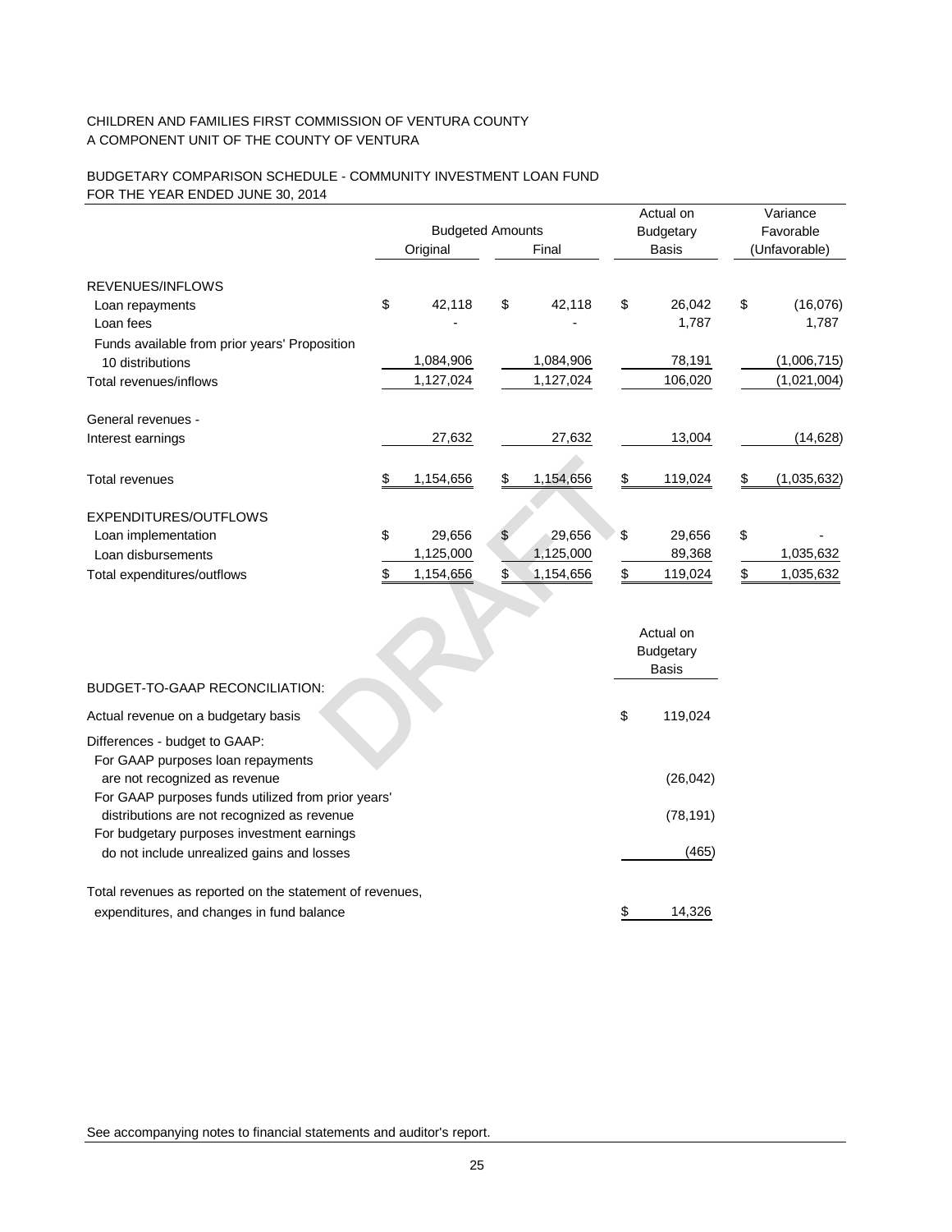CHILDREN AND FAMILIES FIRST COMMISSION OF VENTURA COUNTY
A COMPONENT UNIT OF THE COUNTY OF VENTURA

BUDGETARY COMPARISON SCHEDULE - COMMUNITY INVESTMENT LOAN FUND
FOR THE YEAR ENDED JUNE 30, 2014

| | Budgeted Amounts Original | Budgeted Amounts Final | Actual on Budgetary Basis | Variance Favorable (Unfavorable) |
|---|---|---|---|---|
| REVENUES/INFLOWS | | | | |
| Loan repayments | $ 42,118 | $ 42,118 | $ 26,042 | $ (16,076) |
| Loan fees | - | - | 1,787 | 1,787 |
| Funds available from prior years' Proposition 10 distributions | 1,084,906 | 1,084,906 | 78,191 | (1,006,715) |
| Total revenues/inflows | 1,127,024 | 1,127,024 | 106,020 | (1,021,004) |
| General revenues - | | | | |
| Interest earnings | 27,632 | 27,632 | 13,004 | (14,628) |
| Total revenues | $ 1,154,656 | $ 1,154,656 | $ 119,024 | $ (1,035,632) |
| EXPENDITURES/OUTFLOWS | | | | |
| Loan implementation | $ 29,656 | $ 29,656 | $ 29,656 | $ - |
| Loan disbursements | 1,125,000 | 1,125,000 | 89,368 | 1,035,632 |
| Total expenditures/outflows | $ 1,154,656 | $ 1,154,656 | $ 119,024 | $ 1,035,632 |

| BUDGET-TO-GAAP RECONCILIATION: | Actual on Budgetary Basis |
|---|---|
| Actual revenue on a budgetary basis | $ 119,024 |
| Differences - budget to GAAP: | |
| For GAAP purposes loan repayments are not recognized as revenue | (26,042) |
| For GAAP purposes funds utilized from prior years' distributions are not recognized as revenue | (78,191) |
| For budgetary purposes investment earnings do not include unrealized gains and losses | (465) |
| Total revenues as reported on the statement of revenues, expenditures, and changes in fund balance | $ 14,326 |

See accompanying notes to financial statements and auditor's report.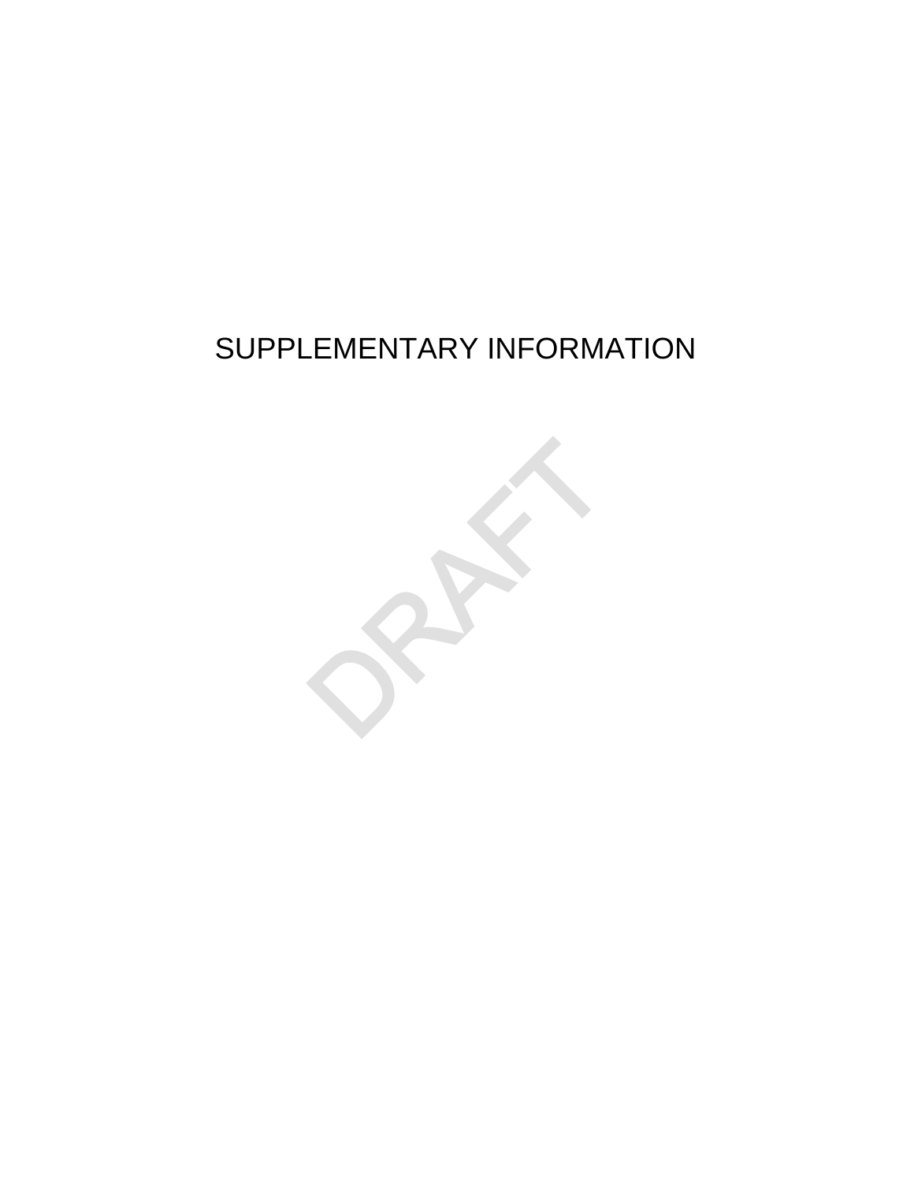# SUPPLEMENTARY INFORMATION

DRAFT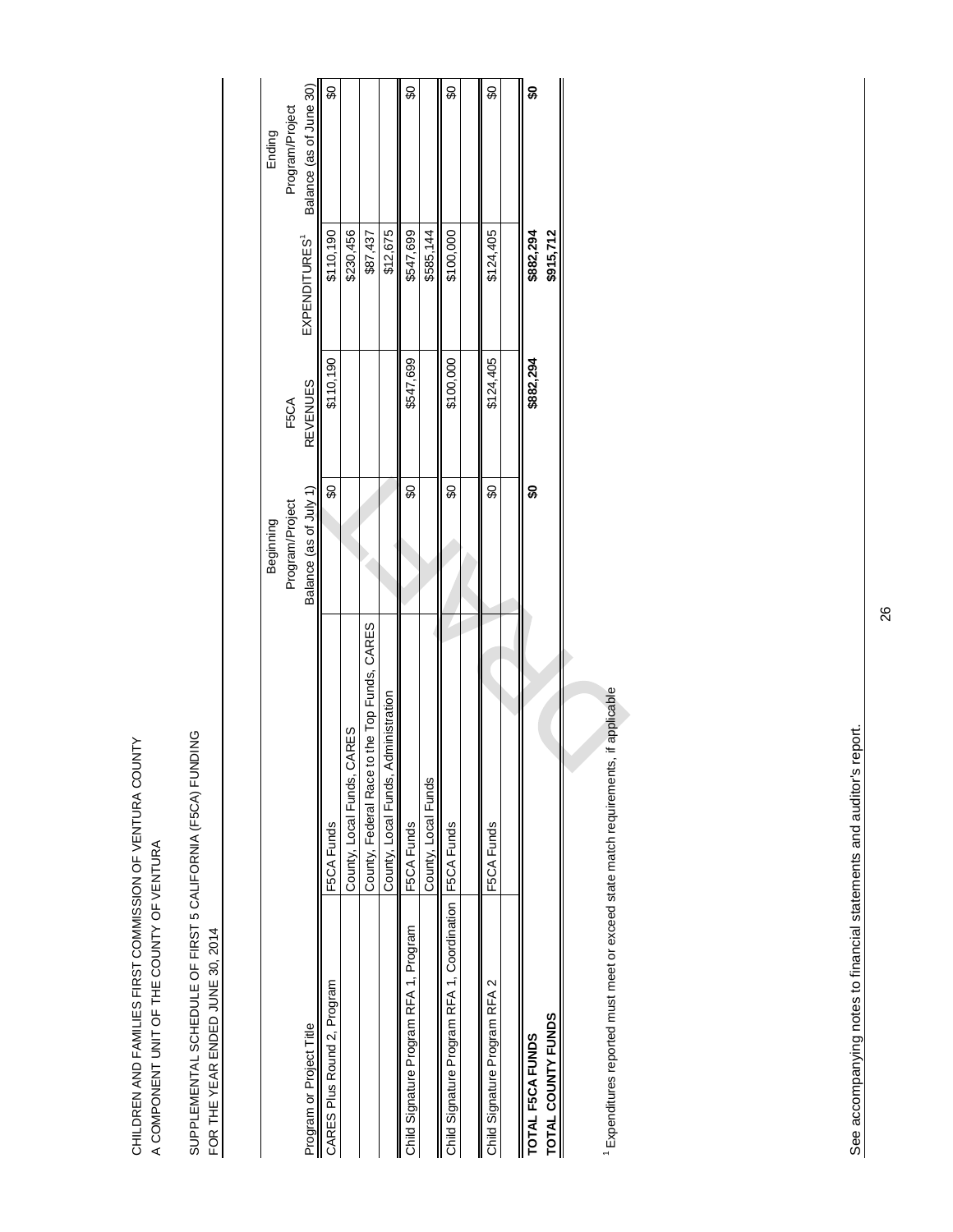CHILDREN AND FAMILIES FIRST COMMISSION OF VENTURA COUNTY
A COMPONENT UNIT OF THE COUNTY OF VENTURA

SUPPLEMENTAL SCHEDULE OF FIRST 5 CALIFORNIA (F5CA) FUNDING
FOR THE YEAR ENDED JUNE 30, 2014

| Program or Project Title | | Beginning Program/Project Balance (as of July 1) | F5CA REVENUES | EXPENDITURES[1] | Ending Program/Project Balance (as of June 30) |
|---|---|---|---|---|---|
| CARES Plus Round 2, Program | F5CA Funds | $0 | $110,190 | $110,190 | $0 |
| | County, Local Funds, CARES | | | $230,456 | |
| | County, Federal Race to the Top Funds, CARES | | | $87,437 | |
| | County, Local Funds, Administration | | | $12,675 | |
| Child Signature Program RFA 1, Program | F5CA Funds | $0 | $547,699 | $547,699 | $0 |
| | County, Local Funds | | | $585,144 | |
| Child Signature Program RFA 1, Coordination | F5CA Funds | $0 | $100,000 | $100,000 | $0 |
| Child Signature Program RFA 2 | F5CA Funds | $0 | $124,405 | $124,405 | $0 |
| **TOTAL F5CA FUNDS** | | **$0** | **$882,294** | **$882,294** | **$0** |
| **TOTAL COUNTY FUNDS** | | | | **$915,712** | |

[1] Expenditures reported must meet or exceed state match requirements, if applicable

See accompanying notes to financial statements and auditor's report.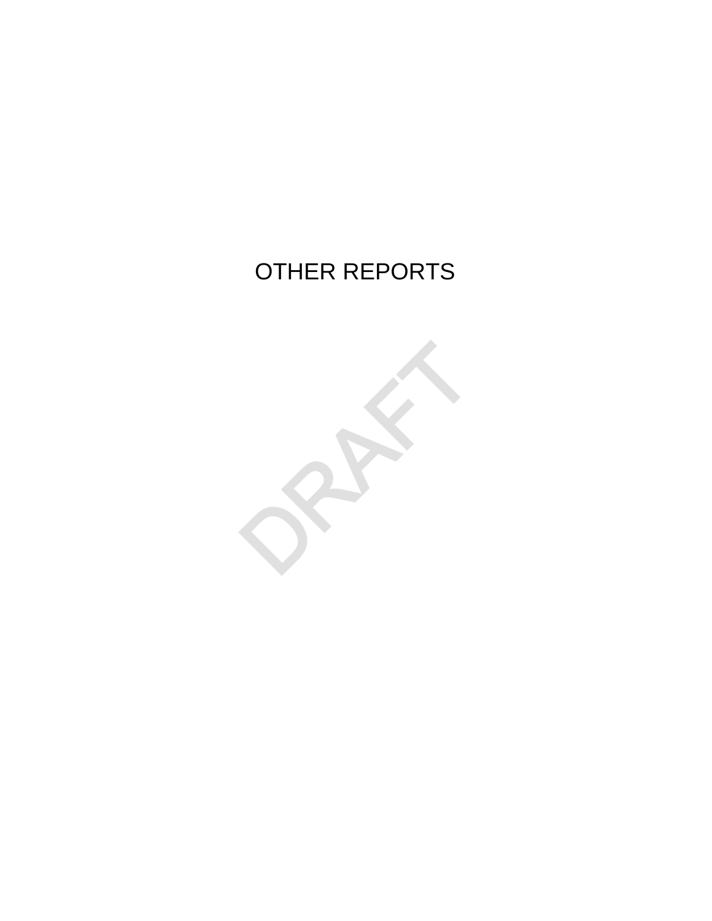# OTHER REPORTS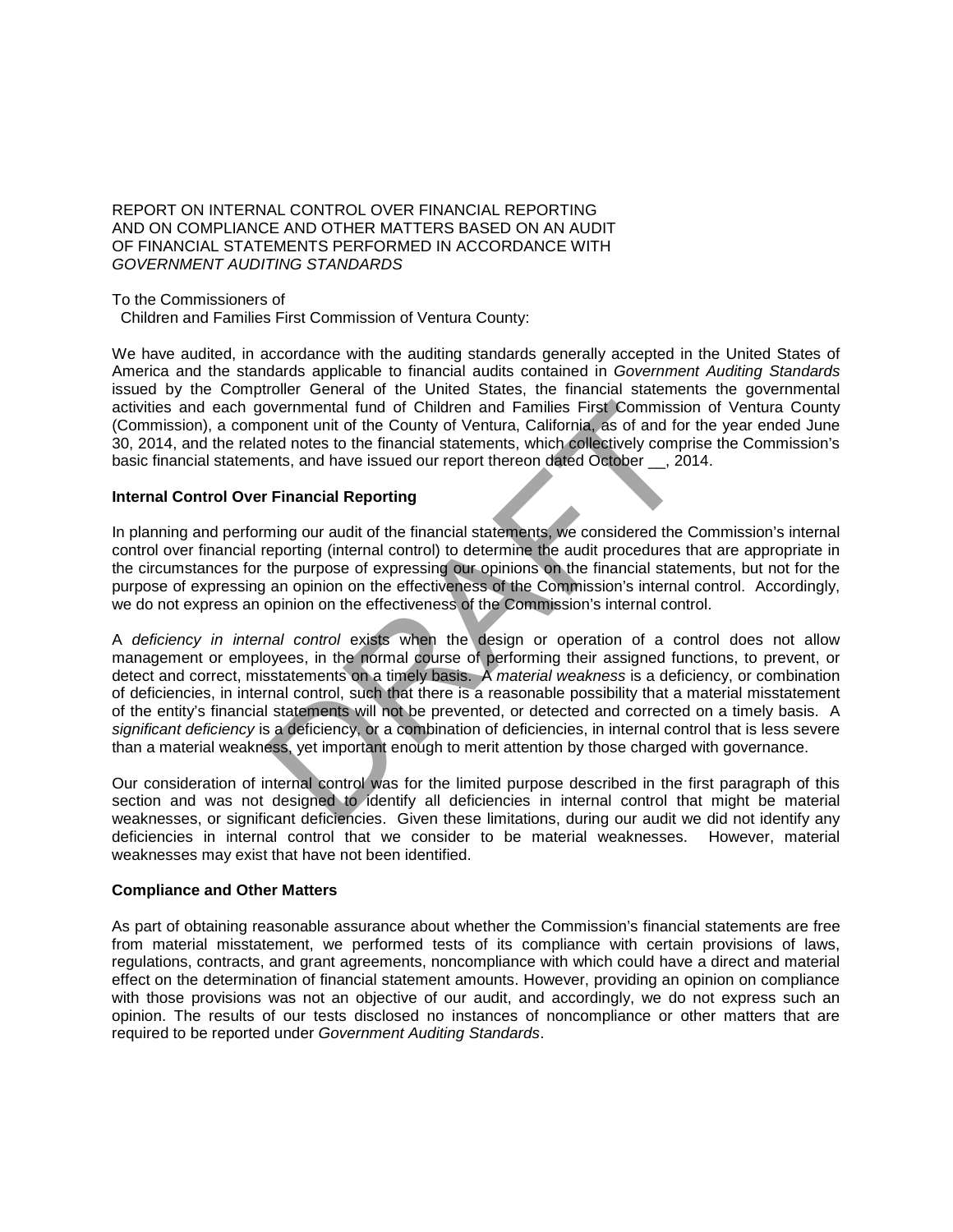REPORT ON INTERNAL CONTROL OVER FINANCIAL REPORTING AND ON COMPLIANCE AND OTHER MATTERS BASED ON AN AUDIT OF FINANCIAL STATEMENTS PERFORMED IN ACCORDANCE WITH *GOVERNMENT AUDITING STANDARDS*

To the Commissioners of
Children and Families First Commission of Ventura County:

We have audited, in accordance with the auditing standards generally accepted in the United States of America and the standards applicable to financial audits contained in *Government Auditing Standards* issued by the Comptroller General of the United States, the financial statements the governmental activities and each governmental fund of Children and Families First Commission of Ventura County (Commission), a component unit of the County of Ventura, California, as of and for the year ended June 30, 2014, and the related notes to the financial statements, which collectively comprise the Commission's basic financial statements, and have issued our report thereon dated October __, 2014.

**Internal Control Over Financial Reporting**

In planning and performing our audit of the financial statements, we considered the Commission's internal control over financial reporting (internal control) to determine the audit procedures that are appropriate in the circumstances for the purpose of expressing our opinions on the financial statements, but not for the purpose of expressing an opinion on the effectiveness of the Commission's internal control. Accordingly, we do not express an opinion on the effectiveness of the Commission's internal control.

A *deficiency in internal control* exists when the design or operation of a control does not allow management or employees, in the normal course of performing their assigned functions, to prevent, or detect and correct, misstatements on a timely basis. A *material weakness* is a deficiency, or combination of deficiencies, in internal control, such that there is a reasonable possibility that a material misstatement of the entity's financial statements will not be prevented, or detected and corrected on a timely basis. A *significant deficiency* is a deficiency, or a combination of deficiencies, in internal control that is less severe than a material weakness, yet important enough to merit attention by those charged with governance.

Our consideration of internal control was for the limited purpose described in the first paragraph of this section and was not designed to identify all deficiencies in internal control that might be material weaknesses, or significant deficiencies. Given these limitations, during our audit we did not identify any deficiencies in internal control that we consider to be material weaknesses. However, material weaknesses may exist that have not been identified.

**Compliance and Other Matters**

As part of obtaining reasonable assurance about whether the Commission's financial statements are free from material misstatement, we performed tests of its compliance with certain provisions of laws, regulations, contracts, and grant agreements, noncompliance with which could have a direct and material effect on the determination of financial statement amounts. However, providing an opinion on compliance with those provisions was not an objective of our audit, and accordingly, we do not express such an opinion. The results of our tests disclosed no instances of noncompliance or other matters that are required to be reported under *Government Auditing Standards*.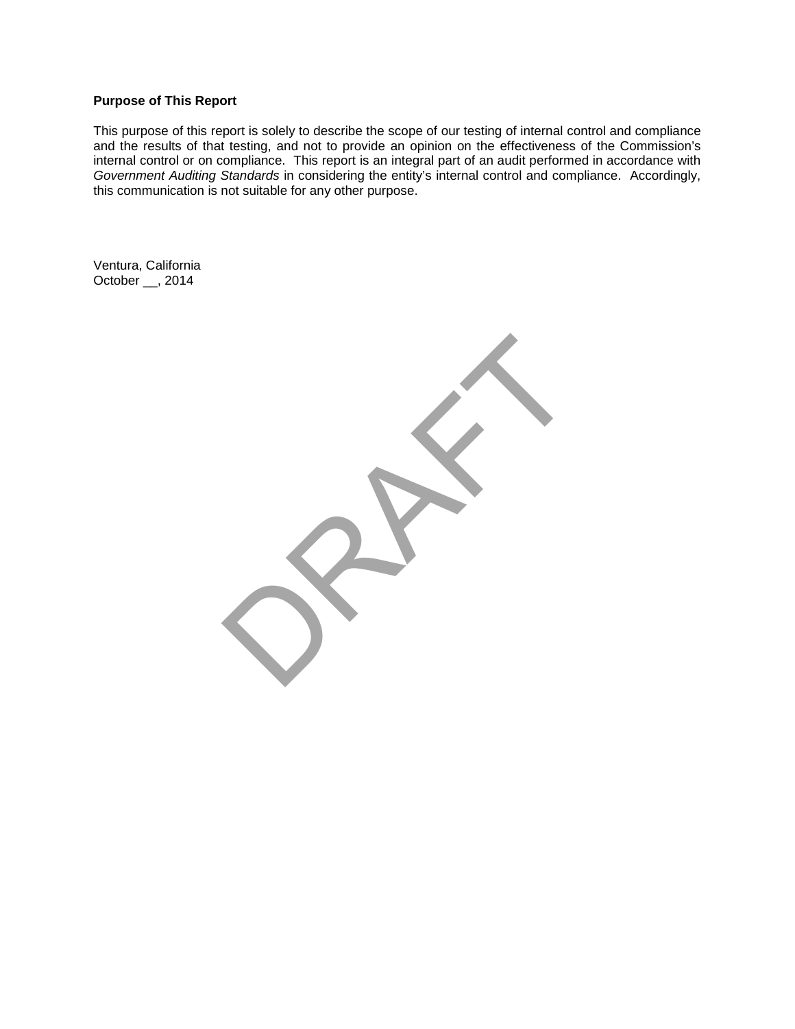**Purpose of This Report**

This purpose of this report is solely to describe the scope of our testing of internal control and compliance and the results of that testing, and not to provide an opinion on the effectiveness of the Commission's internal control or on compliance. This report is an integral part of an audit performed in accordance with *Government Auditing Standards* in considering the entity's internal control and compliance. Accordingly, this communication is not suitable for any other purpose.

Ventura, California
October __, 2014

DRAFT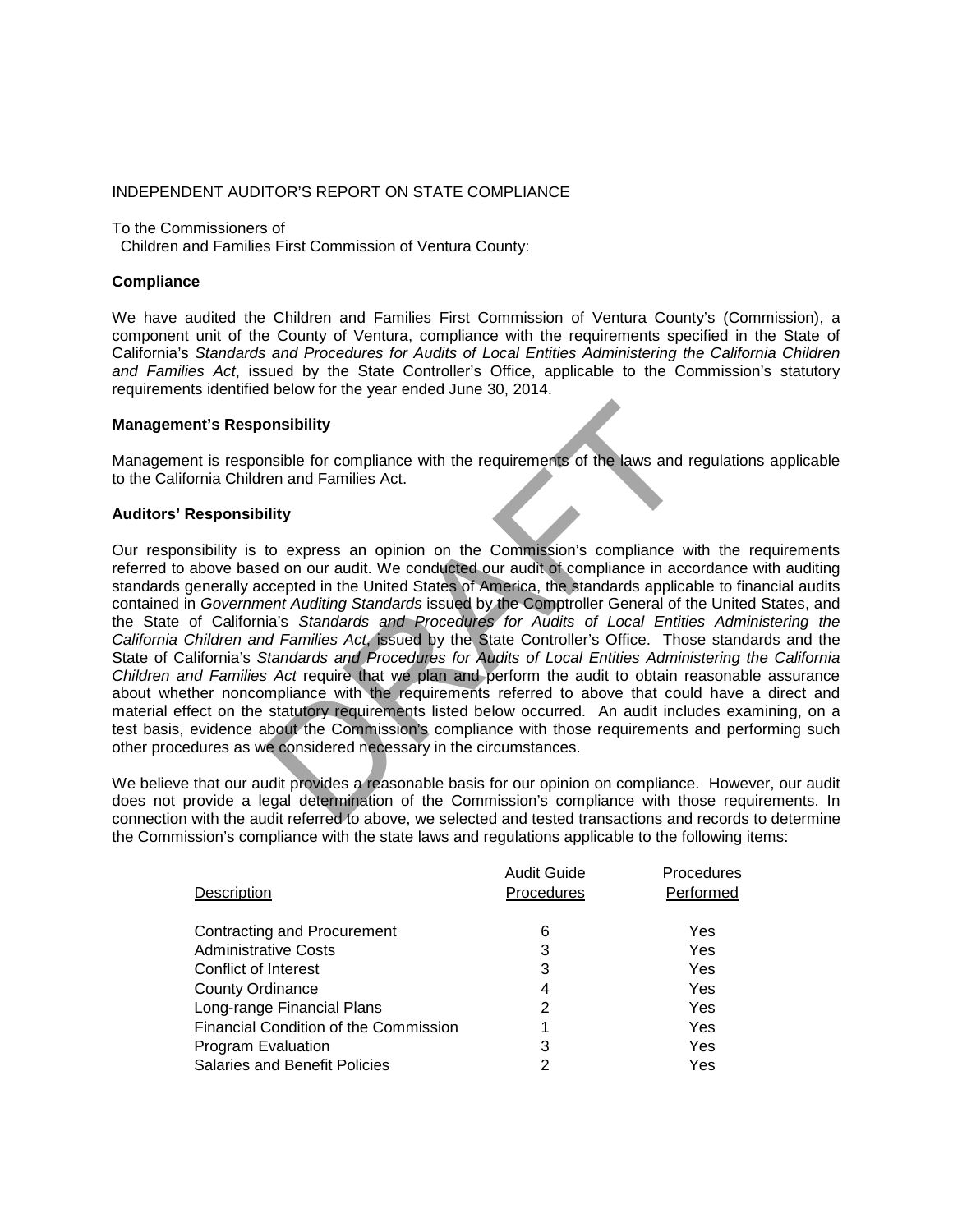INDEPENDENT AUDITOR'S REPORT ON STATE COMPLIANCE

To the Commissioners of
Children and Families First Commission of Ventura County:

**Compliance**

We have audited the Children and Families First Commission of Ventura County's (Commission), a component unit of the County of Ventura, compliance with the requirements specified in the State of California's *Standards and Procedures for Audits of Local Entities Administering the California Children and Families Act*, issued by the State Controller's Office, applicable to the Commission's statutory requirements identified below for the year ended June 30, 2014.

**Management's Responsibility**

Management is responsible for compliance with the requirements of the laws and regulations applicable to the California Children and Families Act.

**Auditors' Responsibility**

Our responsibility is to express an opinion on the Commission's compliance with the requirements referred to above based on our audit. We conducted our audit of compliance in accordance with auditing standards generally accepted in the United States of America, the standards applicable to financial audits contained in *Government Auditing Standards* issued by the Comptroller General of the United States, and the State of California's *Standards and Procedures for Audits of Local Entities Administering the California Children and Families Act*, issued by the State Controller's Office. Those standards and the State of California's *Standards and Procedures for Audits of Local Entities Administering the California Children and Families Act* require that we plan and perform the audit to obtain reasonable assurance about whether noncompliance with the requirements referred to above that could have a direct and material effect on the statutory requirements listed below occurred. An audit includes examining, on a test basis, evidence about the Commission's compliance with those requirements and performing such other procedures as we considered necessary in the circumstances.

We believe that our audit provides a reasonable basis for our opinion on compliance. However, our audit does not provide a legal determination of the Commission's compliance with those requirements. In connection with the audit referred to above, we selected and tested transactions and records to determine the Commission's compliance with the state laws and regulations applicable to the following items:

| Description | Audit Guide Procedures | Procedures Performed |
|---|---|---|
| Contracting and Procurement | 6 | Yes |
| Administrative Costs | 3 | Yes |
| Conflict of Interest | 3 | Yes |
| County Ordinance | 4 | Yes |
| Long-range Financial Plans | 2 | Yes |
| Financial Condition of the Commission | 1 | Yes |
| Program Evaluation | 3 | Yes |
| Salaries and Benefit Policies | 2 | Yes |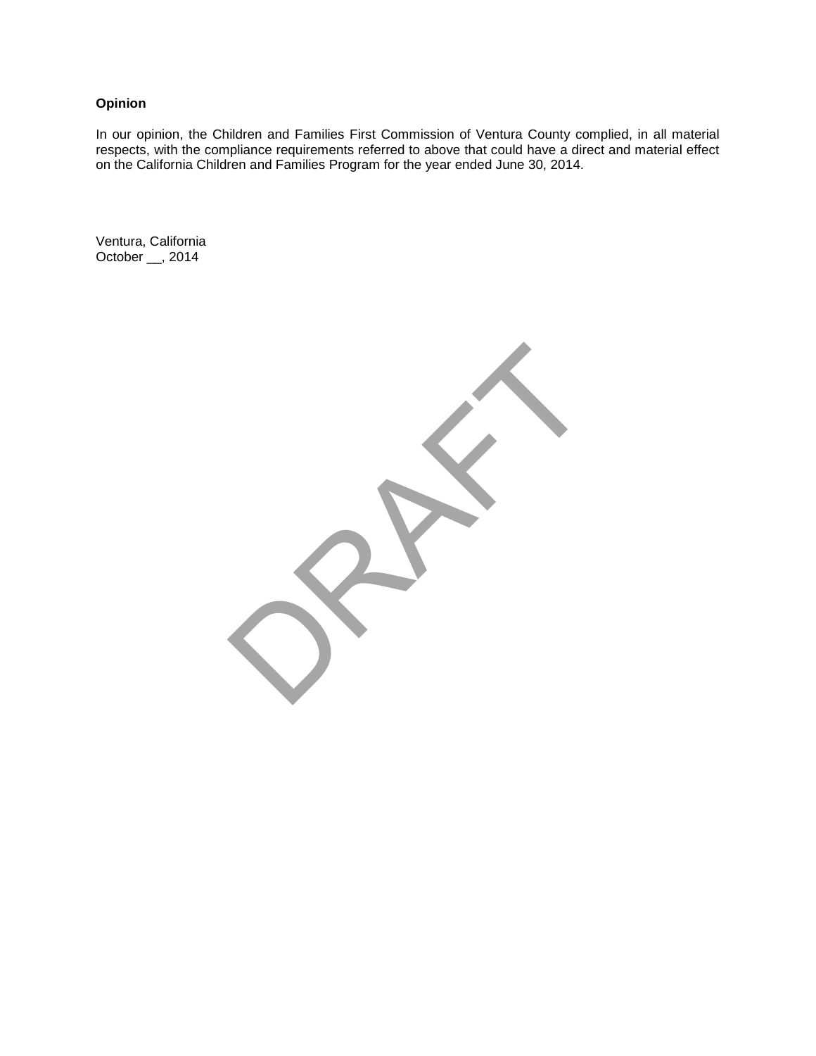**Opinion**

In our opinion, the Children and Families First Commission of Ventura County complied, in all material respects, with the compliance requirements referred to above that could have a direct and material effect on the California Children and Families Program for the year ended June 30, 2014.

Ventura, California
October __, 2014

DRAFT